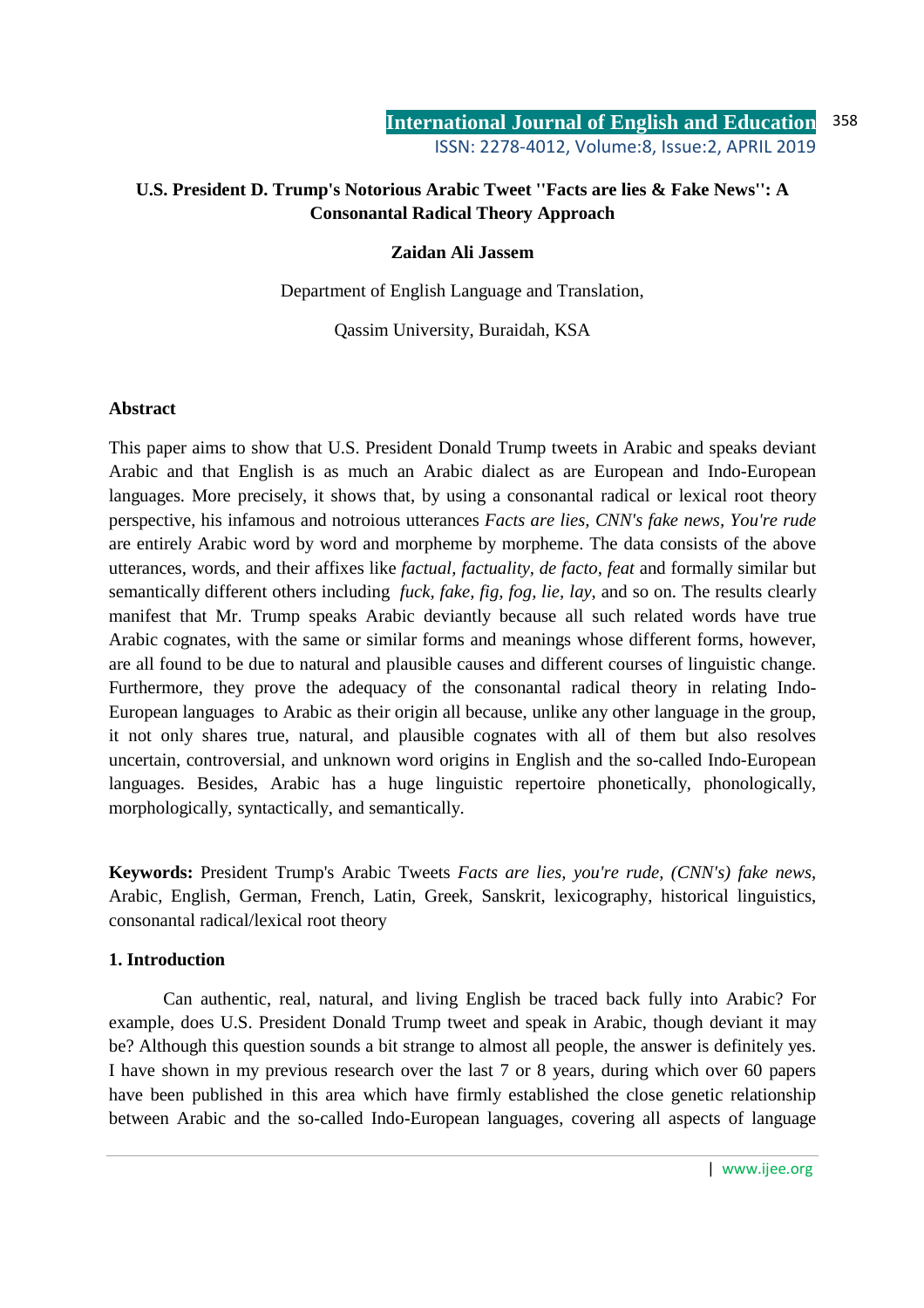# U.S. President D. Trump's Notorious Arabic Tweet ''Facts are lies & Fake News'': A Consonantal Radical Theory Approach

**Zaidan Ali Jassem**

Department of English Language and Translation,

Qassim University, Buraidah, KSA

## Abstract

This paper aims to show that U.S. President Donald Trump tweets in Arabic and speaks deviant Arabic and that English is as much an Arabic dialect as are European and Indo-European languages. More precisely, it shows that, by using a consonantal radical or lexical root theory perspective, his infamous and notroious utterances *Facts are lies, CNN's fake news, You're rude* are entirely Arabic word by word and morpheme by morpheme. The data consists of the above utterances, words, and their affixes like *factual, factuality, de facto, feat* and formally similar but semantically different others including *fuck, fake, fig, fog, lie, lay,* and so on. The results clearly manifest that Mr. Trump speaks Arabic deviantly because all such related words have true Arabic cognates, with the same or similar forms and meanings whose different forms, however, are all found to be due to natural and plausible causes and different courses of linguistic change. Furthermore, they prove the adequacy of the consonantal radical theory in relating Indo-European languages to Arabic as their origin all because, unlike any other language in the group, it not only shares true, natural, and plausible cognates with all of them but also resolves uncertain, controversial, and unknown word origins in English and the so-called Indo-European languages. Besides, Arabic has a huge linguistic repertoire phonetically, phonologically, morphologically, syntactically, and semantically.

**Keywords:** President Trump's Arabic Tweets *Facts are lies, you're rude, (CNN's) fake news*, Arabic, English, German, French, Latin, Greek, Sanskrit, lexicography, historical linguistics, consonantal radical/lexical root theory

## 1. Introduction

Can authentic, real, natural, and living English be traced back fully into Arabic? For example, does U.S. President Donald Trump tweet and speak in Arabic, though deviant it may be? Although this question sounds a bit strange to almost all people, the answer is definitely yes. I have shown in my previous research over the last 7 or 8 years, during which over 60 papers have been published in this area which have firmly established the close genetic relationship between Arabic and the so-called Indo-European languages, covering all aspects of language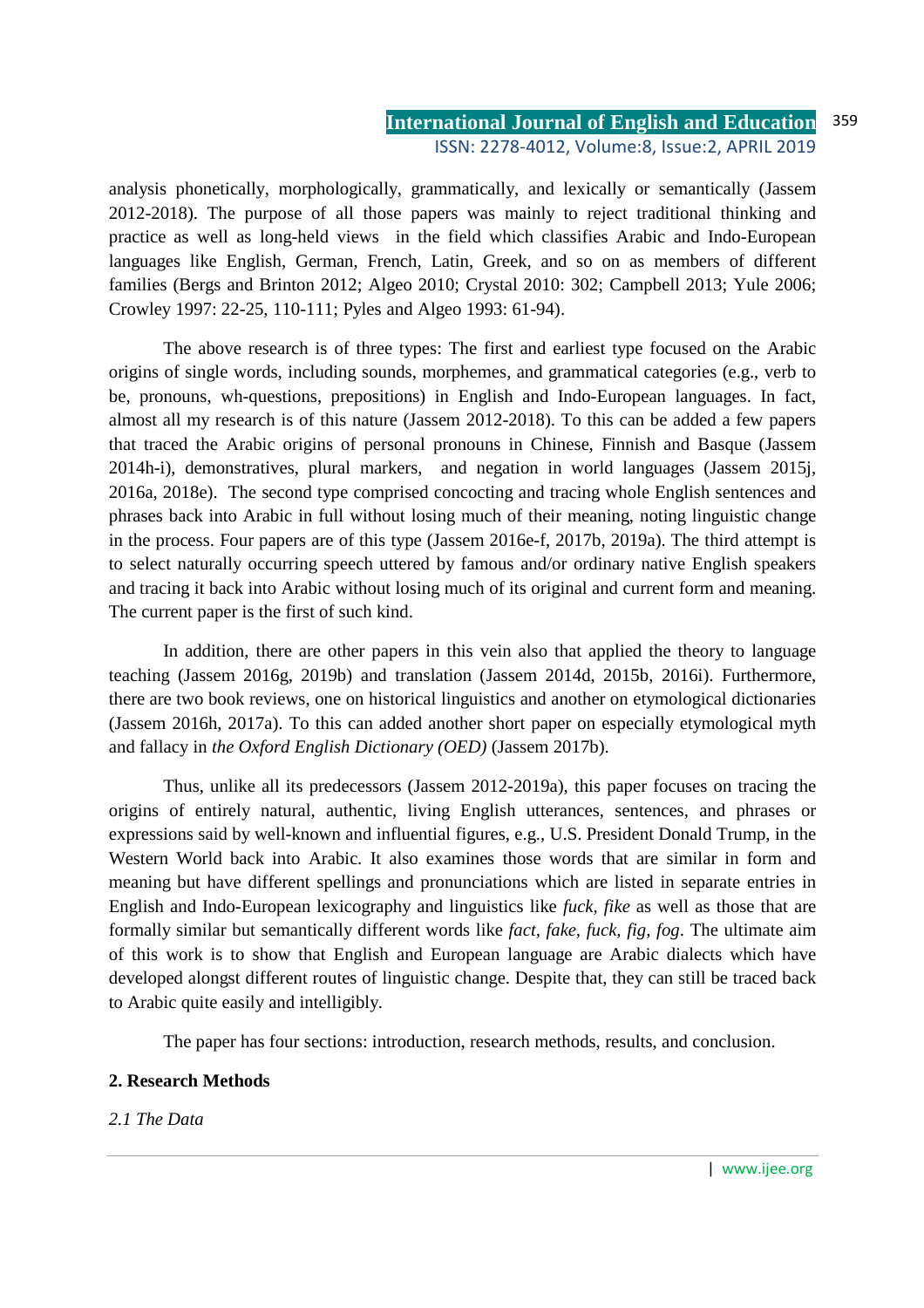analysis phonetically, morphologically, grammatically, and lexically or semantically (Jassem 2012-2018). The purpose of all those papers was mainly to reject traditional thinking and practice as well as long-held views in the field which classifies Arabic and Indo-European languages like English, German, French, Latin, Greek, and so on as members of different families (Bergs and Brinton 2012; Algeo 2010; Crystal 2010: 302; Campbell 2013; Yule 2006; Crowley 1997: 22-25, 110-111; Pyles and Algeo 1993: 61-94).

The above research is of three types: The first and earliest type focused on the Arabic origins of single words, including sounds, morphemes, and grammatical categories (e.g., verb to be, pronouns, wh-questions, prepositions) in English and Indo-European languages. In fact, almost all my research is of this nature (Jassem 2012-2018). To this can be added a few papers that traced the Arabic origins of personal pronouns in Chinese, Finnish and Basque (Jassem 2014h-i), demonstratives, plural markers, and negation in world languages (Jassem 2015j, 2016a, 2018e). The second type comprised concocting and tracing whole English sentences and phrases back into Arabic in full without losing much of their meaning, noting linguistic change in the process. Four papers are of this type (Jassem 2016e-f, 2017b, 2019a). The third attempt is to select naturally occurring speech uttered by famous and/or ordinary native English speakers and tracing it back into Arabic without losing much of its original and current form and meaning. The current paper is the first of such kind.

In addition, there are other papers in this vein also that applied the theory to language teaching (Jassem 2016g, 2019b) and translation (Jassem 2014d, 2015b, 2016i). Furthermore, there are two book reviews, one on historical linguistics and another on etymological dictionaries (Jassem 2016h, 2017a). To this can added another short paper on especially etymological myth and fallacy in *the Oxford English Dictionary (OED)* (Jassem 2017b).

Thus, unlike all its predecessors (Jassem 2012-2019a), this paper focuses on tracing the origins of entirely natural, authentic, living English utterances, sentences, and phrases or expressions said by well-known and influential figures, e.g., U.S. President Donald Trump, in the Western World back into Arabic. It also examines those words that are similar in form and meaning but have different spellings and pronunciations which are listed in separate entries in English and Indo-European lexicography and linguistics like *fuck, fike* as well as those that are formally similar but semantically different words like *fact, fake, fuck, fig, fog*. The ultimate aim of this work is to show that English and European language are Arabic dialects which have developed alongst different routes of linguistic change. Despite that, they can still be traced back to Arabic quite easily and intelligibly.

The paper has four sections: introduction, research methods, results, and conclusion.

## 2. Research Methods

*2.1 The Data*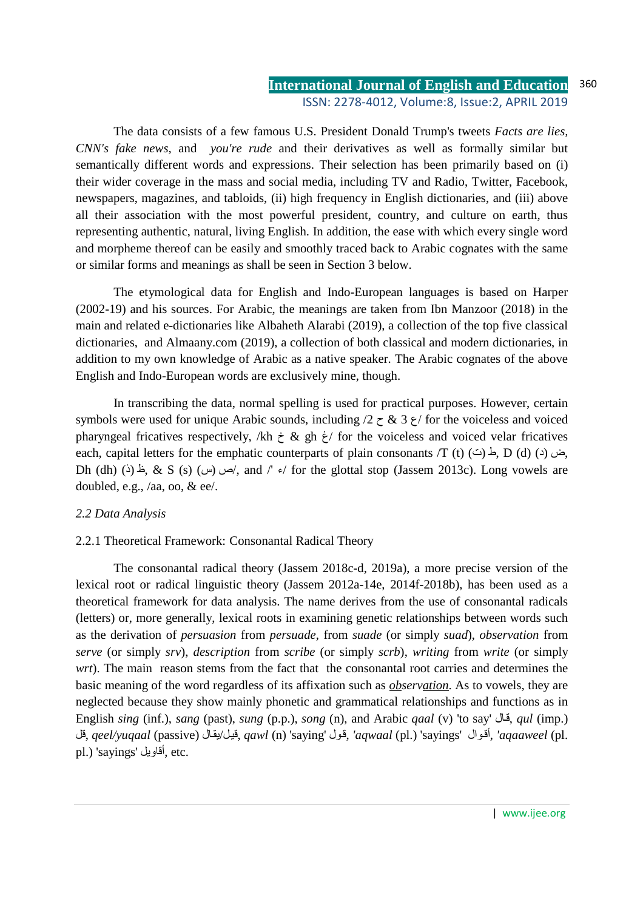The data consists of a few famous U.S. President Donald Trump's tweets *Facts are lies, CNN's fake news,* and *you're rude* and their derivatives as well as formally similar but semantically different words and expressions. Their selection has been primarily based on (i) their wider coverage in the mass and social media, including TV and Radio, Twitter, Facebook, newspapers, magazines, and tabloids, (ii) high frequency in English dictionaries, and (iii) above all their association with the most powerful president, country, and culture on earth, thus representing authentic, natural, living English. In addition, the ease with which every single word and morpheme thereof can be easily and smoothly traced back to Arabic cognates with the same or similar forms and meanings as shall be seen in Section 3 below.

The etymological data for English and Indo-European languages is based on Harper (2002-19) and his sources. For Arabic, the meanings are taken from Ibn Manzoor (2018) in the main and related e-dictionaries like Albaheth Alarabi (2019), a collection of the top five classical dictionaries, and Almaany.com (2019), a collection of both classical and modern dictionaries, in addition to my own knowledge of Arabic as a native speaker. The Arabic cognates of the above English and Indo-European words are exclusively mine, though.

In transcribing the data, normal spelling is used for practical purposes. However, certain symbols were used for unique Arabic sounds, including /2 ح & 3 ع/ for the voiceless and voiced pharyngeal fricatives respectively, /kh خ & gh غ/ for the voiceless and voiced velar fricatives each, capital letters for the emphatic counterparts of plain consonants /T (t) (ت) ط, D (d) (د) ض, Dh (dh) (ذ) ظ, & S (s) (س) ص/, and /' ء/ for the glottal stop (Jassem 2013c). Long vowels are doubled, e.g., /aa, oo, & ee/.

### *2.2 Data Analysis*

#### 2.2.1 Theoretical Framework: Consonantal Radical Theory

The consonantal radical theory (Jassem 2018c-d, 2019a), a more precise version of the lexical root or radical linguistic theory (Jassem 2012a-14e, 2014f-2018b), has been used as a theoretical framework for data analysis. The name derives from the use of consonantal radicals (letters) or, more generally, lexical roots in examining genetic relationships between words such as the derivation of *persuasion* from *persuade*, from *suade* (or simply *suad*), *observation* from *serve* (or simply *srv*), *description* from *scribe* (or simply *scrb*), *writing* from *write* (or simply *wrt*). The main reason stems from the fact that the consonantal root carries and determines the basic meaning of the word regardless of its affixation such as <u>*observation*</u>. As to vowels, they are neglected because they show mainly phonetic and grammatical relationships and functions as in English *sing* (inf.), *sang* (past), *sung* (p.p.), *song* (n), and Arabic *qaal* (v) 'to say' قال, *qul* (imp.) قل, *qeel/yuqaal* (passive) قيل/يقال, *qawl* (n) 'saying' قول, *'aqwaal* (pl.) 'sayings' أقوال, *'aqaaweel* (pl. pl.) 'sayings' أقاويل, etc.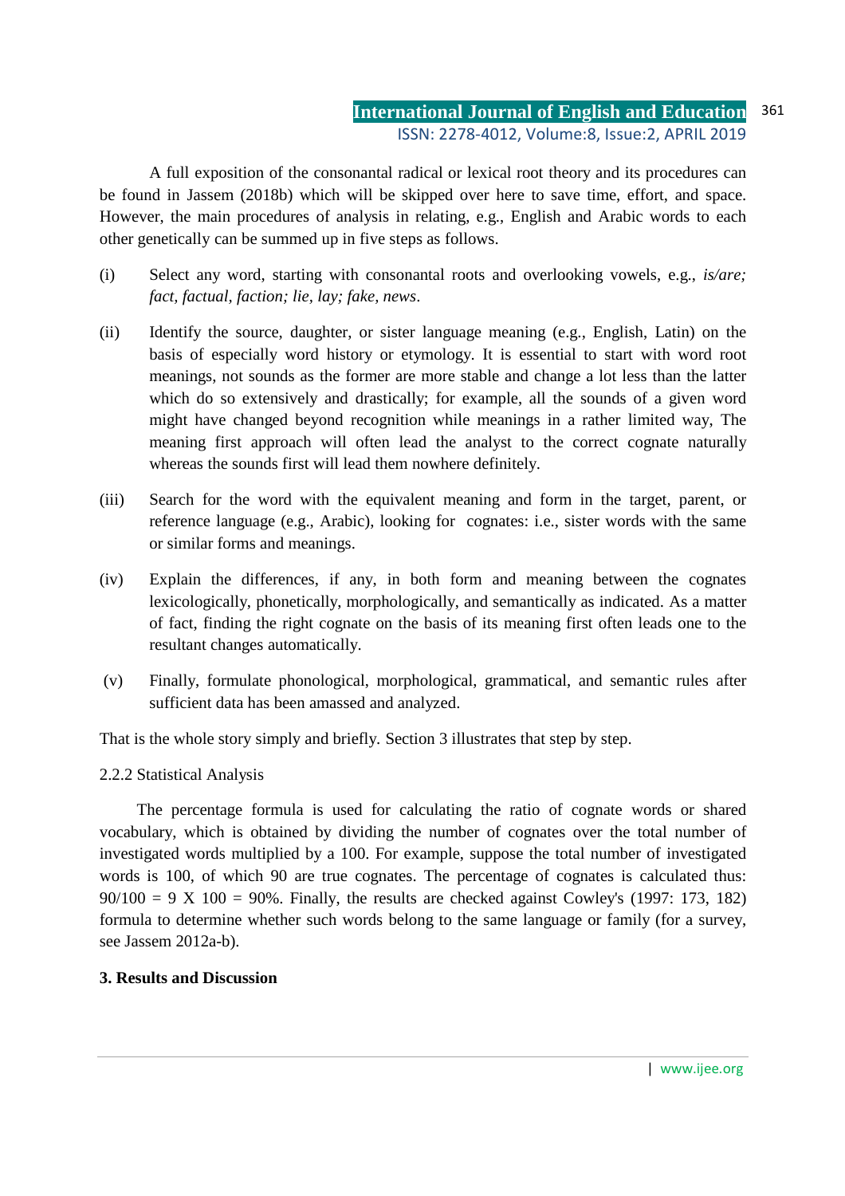A full exposition of the consonantal radical or lexical root theory and its procedures can be found in Jassem (2018b) which will be skipped over here to save time, effort, and space. However, the main procedures of analysis in relating, e.g., English and Arabic words to each other genetically can be summed up in five steps as follows.

(i) Select any word, starting with consonantal roots and overlooking vowels, e.g., *is/are; fact, factual, faction; lie, lay; fake, news*.

(ii) Identify the source, daughter, or sister language meaning (e.g., English, Latin) on the basis of especially word history or etymology. It is essential to start with word root meanings, not sounds as the former are more stable and change a lot less than the latter which do so extensively and drastically; for example, all the sounds of a given word might have changed beyond recognition while meanings in a rather limited way, The meaning first approach will often lead the analyst to the correct cognate naturally whereas the sounds first will lead them nowhere definitely.

(iii) Search for the word with the equivalent meaning and form in the target, parent, or reference language (e.g., Arabic), looking for cognates: i.e., sister words with the same or similar forms and meanings.

(iv) Explain the differences, if any, in both form and meaning between the cognates lexicologically, phonetically, morphologically, and semantically as indicated. As a matter of fact, finding the right cognate on the basis of its meaning first often leads one to the resultant changes automatically.

(v) Finally, formulate phonological, morphological, grammatical, and semantic rules after sufficient data has been amassed and analyzed.

That is the whole story simply and briefly. Section 3 illustrates that step by step.

2.2.2 Statistical Analysis

The percentage formula is used for calculating the ratio of cognate words or shared vocabulary, which is obtained by dividing the number of cognates over the total number of investigated words multiplied by a 100. For example, suppose the total number of investigated words is 100, of which 90 are true cognates. The percentage of cognates is calculated thus: $90/100 = 9 \times 100 = 90\%$. Finally, the results are checked against Cowley's (1997: 173, 182) formula to determine whether such words belong to the same language or family (for a survey, see Jassem 2012a-b).

**3. Results and Discussion**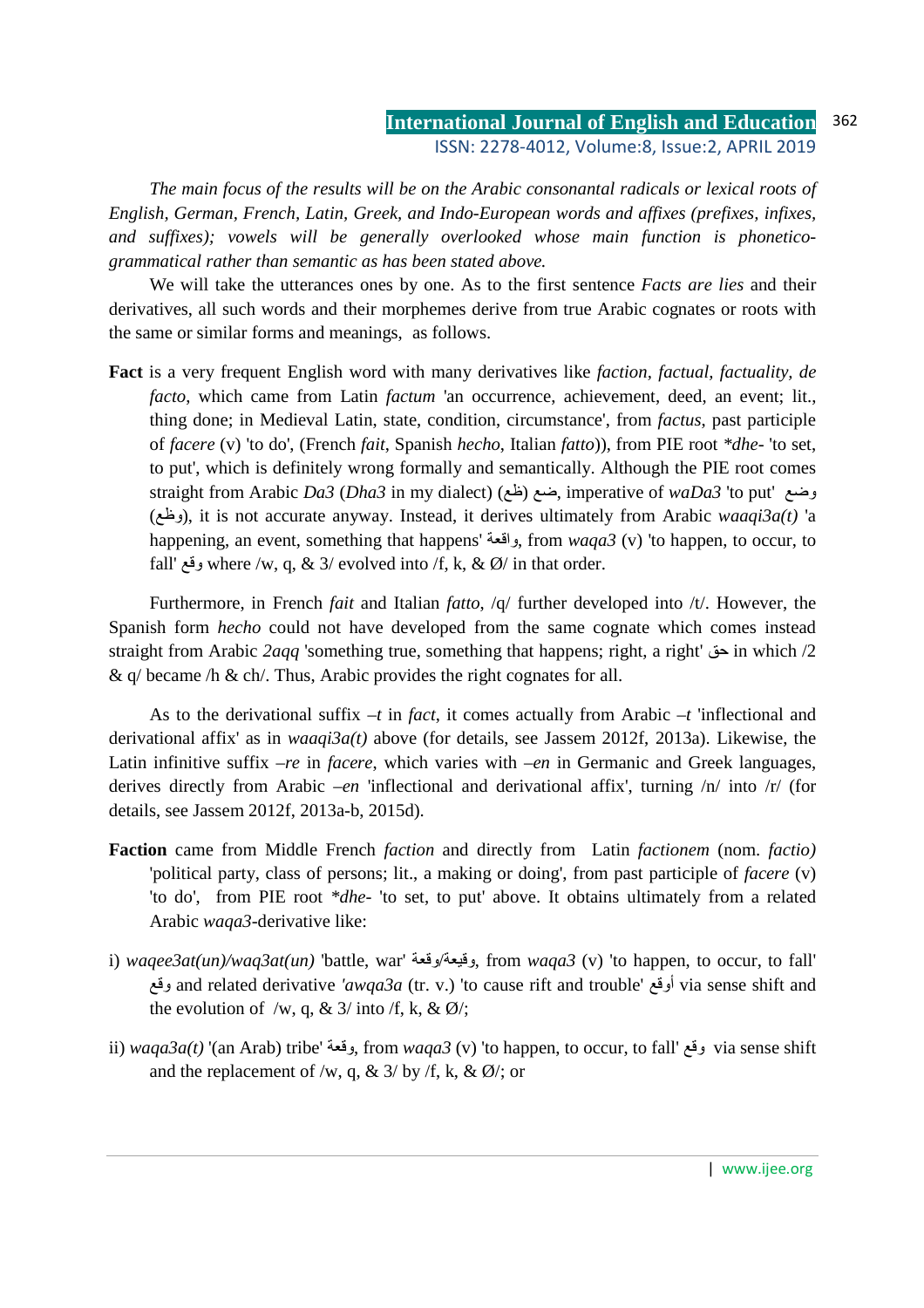*The main focus of the results will be on the Arabic consonantal radicals or lexical roots of English, German, French, Latin, Greek, and Indo-European words and affixes (prefixes, infixes, and suffixes); vowels will be generally overlooked whose main function is phonetico-grammatical rather than semantic as has been stated above.*

We will take the utterances ones by one. As to the first sentence *Facts are lies* and their derivatives, all such words and their morphemes derive from true Arabic cognates or roots with the same or similar forms and meanings, as follows.

**Fact** is a very frequent English word with many derivatives like *faction*, *factual*, *factuality*, *de facto*, which came from Latin *factum* 'an occurrence, achievement, deed, an event; lit., thing done; in Medieval Latin, state, condition, circumstance', from *factus*, past participle of *facere* (v) 'to do', (French *fait*, Spanish *hecho*, Italian *fatto*)), from PIE root *\*dhe-* 'to set, to put', which is definitely wrong formally and semantically. Although the PIE root comes straight from Arabic *Da3* (*Dha3* in my dialect) (ظع) ضع, imperative of *waDa3* 'to put' وضع (وظع), it is not accurate anyway. Instead, it derives ultimately from Arabic *waaqi3a(t)* 'a happening, an event, something that happens' واقعة, from *waqa3* (v) 'to happen, to occur, to fall' وقع where /w, q, & 3/ evolved into /f, k, & Ø/ in that order.

Furthermore, in French *fait* and Italian *fatto*, /q/ further developed into /t/. However, the Spanish form *hecho* could not have developed from the same cognate which comes instead straight from Arabic *2aqq* 'something true, something that happens; right, a right' حق in which /2 & q/ became /h & ch/. Thus, Arabic provides the right cognates for all.

As to the derivational suffix *–t* in *fact*, it comes actually from Arabic *–t* 'inflectional and derivational affix' as in *waaqi3a(t)* above (for details, see Jassem 2012f, 2013a). Likewise, the Latin infinitive suffix *–re* in *facere*, which varies with *–en* in Germanic and Greek languages, derives directly from Arabic *–en* 'inflectional and derivational affix', turning /n/ into /r/ (for details, see Jassem 2012f, 2013a-b, 2015d).

**Faction** came from Middle French *faction* and directly from Latin *factionem* (nom. *factio)* 'political party, class of persons; lit., a making or doing', from past participle of *facere* (v) 'to do', from PIE root *\*dhe-* 'to set, to put' above. It obtains ultimately from a related Arabic *waqa3*-derivative like:

i) *waqee3at(un)/waq3at(un)* 'battle, war' وقيعة/وقعة, from *waqa3* (v) 'to happen, to occur, to fall' وقع and related derivative *'awqa3a* (tr. v.) 'to cause rift and trouble' أوقع via sense shift and the evolution of /w, q, & 3/ into /f, k, & Ø/;

ii) *waqa3a(t)* '(an Arab) tribe' وقعة, from *waqa3* (v) 'to happen, to occur, to fall' وقع via sense shift and the replacement of /w, q, & 3/ by /f, k, & Ø/; or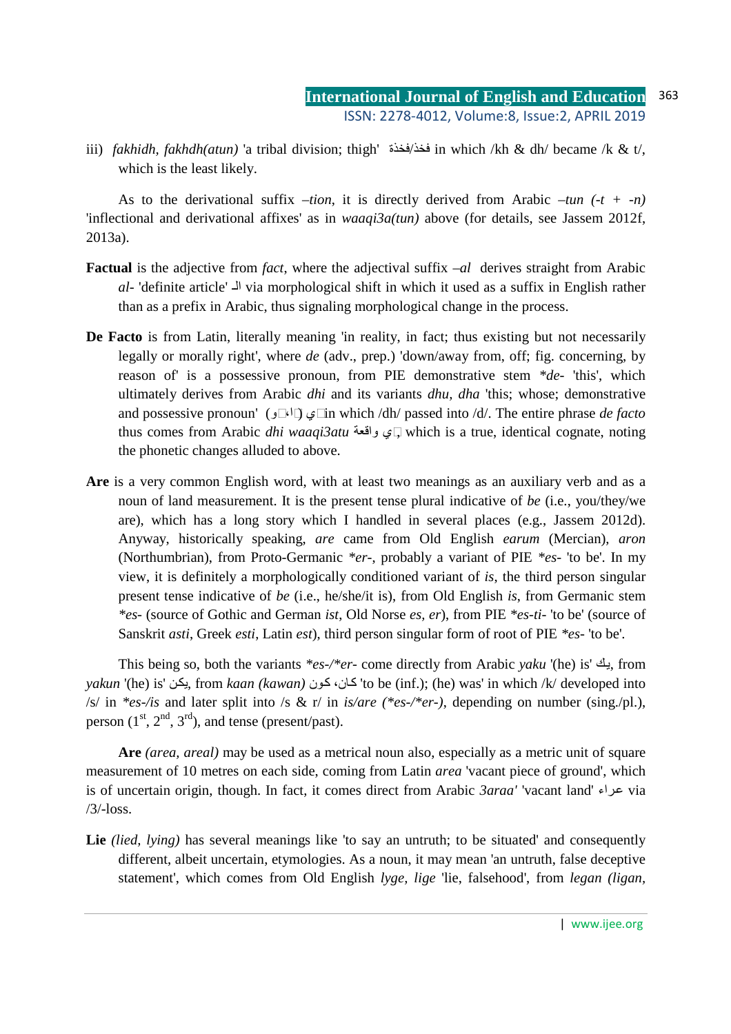iii) *fakhidh, fakhdh(atun)* 'a tribal division; thigh' فخذ/فخذة in which /kh & dh/ became /k & t/, which is the least likely.

As to the derivational suffix *–tion*, it is directly derived from Arabic *–tun (-t + -n)* 'inflectional and derivational affixes' as in *waaqi3a(tun)* above (for details, see Jassem 2012f, 2013a).

**Factual** is the adjective from *fact*, where the adjectival suffix *–al* derives straight from Arabic *al-* 'definite article' ال via morphological shift in which it used as a suffix in English rather than as a prefix in Arabic, thus signaling morphological change in the process.

**De Facto** is from Latin, literally meaning 'in reality, in fact; thus existing but not necessarily legally or morally right', where *de* (adv., prep.) 'down/away from, off; fig. concerning, by reason of' is a possessive pronoun, from PIE demonstrative stem *\*de-* 'this', which ultimately derives from Arabic *dhi* and its variants *dhu, dha* 'this; whose; demonstrative and possessive pronoun' (ذا،ذو) ذي in which /dh/ passed into /d/. The entire phrase *de facto* thus comes from Arabic *dhi waaqi3atu* ذي واقعة, which is a true, identical cognate, noting the phonetic changes alluded to above.

**Are** is a very common English word, with at least two meanings as an auxiliary verb and as a noun of land measurement. It is the present tense plural indicative of *be* (i.e., you/they/we are), which has a long story which I handled in several places (e.g., Jassem 2012d). Anyway, historically speaking, *are* came from Old English *earum* (Mercian), *aron* (Northumbrian), from Proto-Germanic *\*er-*, probably a variant of PIE *\*es-* 'to be'. In my view, it is definitely a morphologically conditioned variant of *is*, the third person singular present tense indicative of *be* (i.e., he/she/it is), from Old English *is*, from Germanic stem *\*es-* (source of Gothic and German *ist*, Old Norse *es, er*), from PIE *\*es-ti-* 'to be' (source of Sanskrit *asti*, Greek *esti*, Latin *est*), third person singular form of root of PIE *\*es-* 'to be'.

This being so, both the variants *\*es-/\*er-* come directly from Arabic *yaku* '(he) is' يك, from *yakun* '(he) is' يكن, from *kaan (kawan)* كان، كون 'to be (inf.); (he) was' in which /k/ developed into /s/ in *\*es-/is* and later split into /s & r/ in *is/are (\*es-/\*er-)*, depending on number (sing./pl.), person ($1^{st}$, $2^{nd}$, $3^{rd}$), and tense (present/past).

**Are** *(area, areal)* may be used as a metrical noun also, especially as a metric unit of square measurement of 10 metres on each side, coming from Latin *area* 'vacant piece of ground', which is of uncertain origin, though. In fact, it comes direct from Arabic *3araa'* 'vacant land' عراء via /3/-loss.

**Lie** *(lied, lying)* has several meanings like 'to say an untruth; to be situated' and consequently different, albeit uncertain, etymologies. As a noun, it may mean 'an untruth, false deceptive statement', which comes from Old English *lyge, lige* 'lie, falsehood', from *legan (ligan,*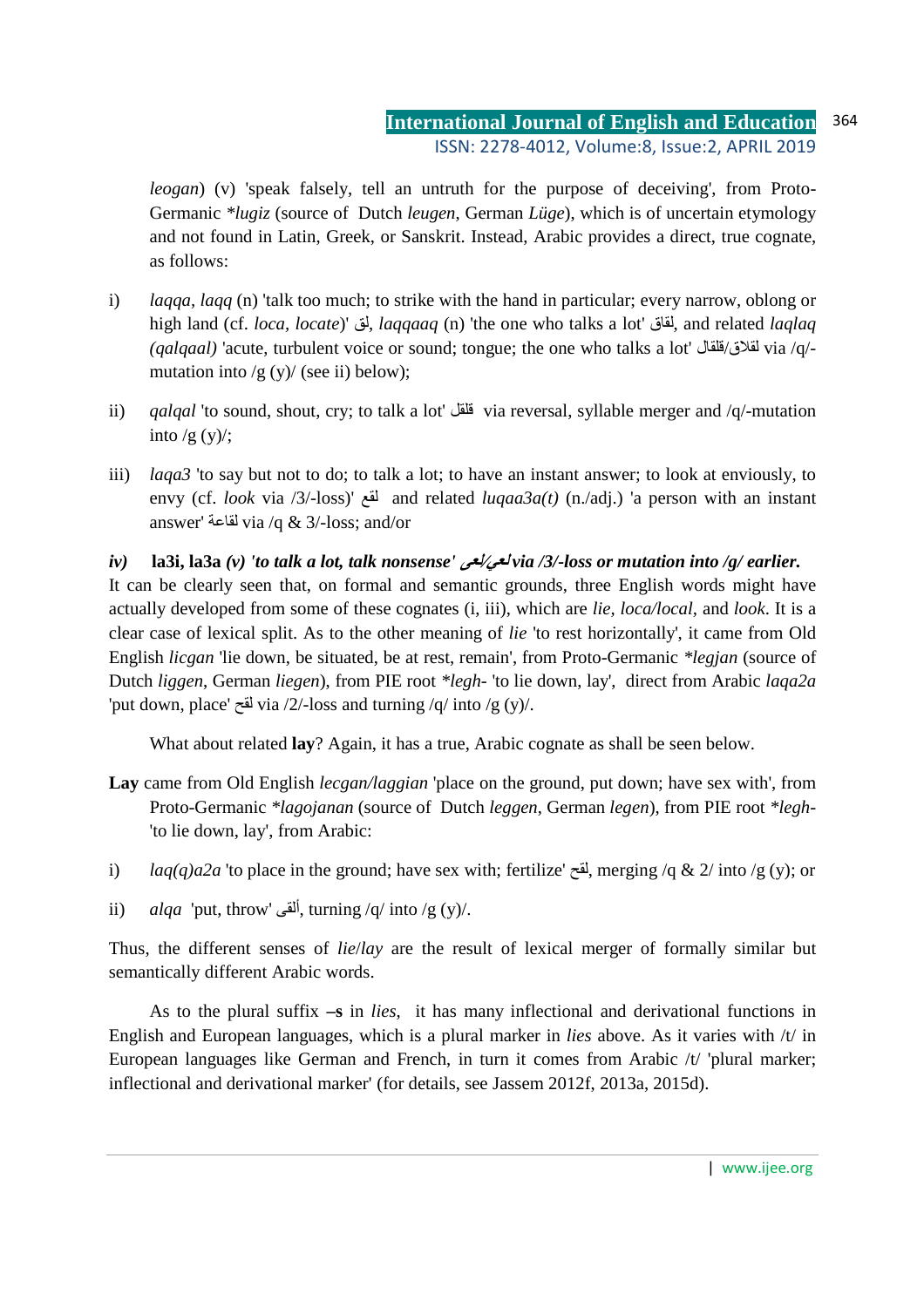*leogan*) (v) 'speak falsely, tell an untruth for the purpose of deceiving', from Proto-Germanic *\*lugiz* (source of Dutch *leugen*, German *Lüge*), which is of uncertain etymology and not found in Latin, Greek, or Sanskrit. Instead, Arabic provides a direct, true cognate, as follows:

i) *laqqa, laqq* (n) 'talk too much; to strike with the hand in particular; every narrow, oblong or high land (cf. *loca, locate*)' لق, *laqqaaq* (n) 'the one who talks a lot' لقاق, and related *laqlaq (qalqaal)* 'acute, turbulent voice or sound; tongue; the one who talks a lot' لقلاق/قلقال via /q/-mutation into /g (y)/ (see ii) below);

ii) *qalqal* 'to sound, shout, cry; to talk a lot' قلقل via reversal, syllable merger and /q/-mutation into /g (y)/;

iii) *laqa3* 'to say but not to do; to talk a lot; to have an instant answer; to look at enviously, to envy (cf. *look* via /3/-loss)' لقع and related *luqaa3a(t)* (n./adj.) 'a person with an instant answer' لقاعة via /q & 3/-loss; and/or

***iv)*** **la3i, la3a** ***(v) 'to talk a lot, talk nonsense' لعي/لعى via /3/-loss or mutation into /g/ earlier.***

It can be clearly seen that, on formal and semantic grounds, three English words might have actually developed from some of these cognates (i, iii), which are *lie, loca/local*, and *look*. It is a clear case of lexical split. As to the other meaning of *lie* 'to rest horizontally', it came from Old English *licgan* 'lie down, be situated, be at rest, remain', from Proto-Germanic *\*legjan* (source of Dutch *liggen*, German *liegen*), from PIE root *\*legh-* 'to lie down, lay', direct from Arabic *laqa2a* 'put down, place' لقح via /2/-loss and turning /q/ into /g (y)/.

What about related **lay**? Again, it has a true, Arabic cognate as shall be seen below.

**Lay** came from Old English *lecgan/laggian* 'place on the ground, put down; have sex with', from Proto-Germanic *\*lagojanan* (source of Dutch *leggen*, German *legen*), from PIE root *\*legh-* 'to lie down, lay', from Arabic:

i) *laq(q)a2a* 'to place in the ground; have sex with; fertilize' لقح, merging /q & 2/ into /g (y); or

ii) *alqa* 'put, throw' ألقى, turning /q/ into /g (y)/.

Thus, the different senses of *lie*/*lay* are the result of lexical merger of formally similar but semantically different Arabic words.

As to the plural suffix **–s** in *lies*, it has many inflectional and derivational functions in English and European languages, which is a plural marker in *lies* above. As it varies with /t/ in European languages like German and French, in turn it comes from Arabic /t/ 'plural marker; inflectional and derivational marker' (for details, see Jassem 2012f, 2013a, 2015d).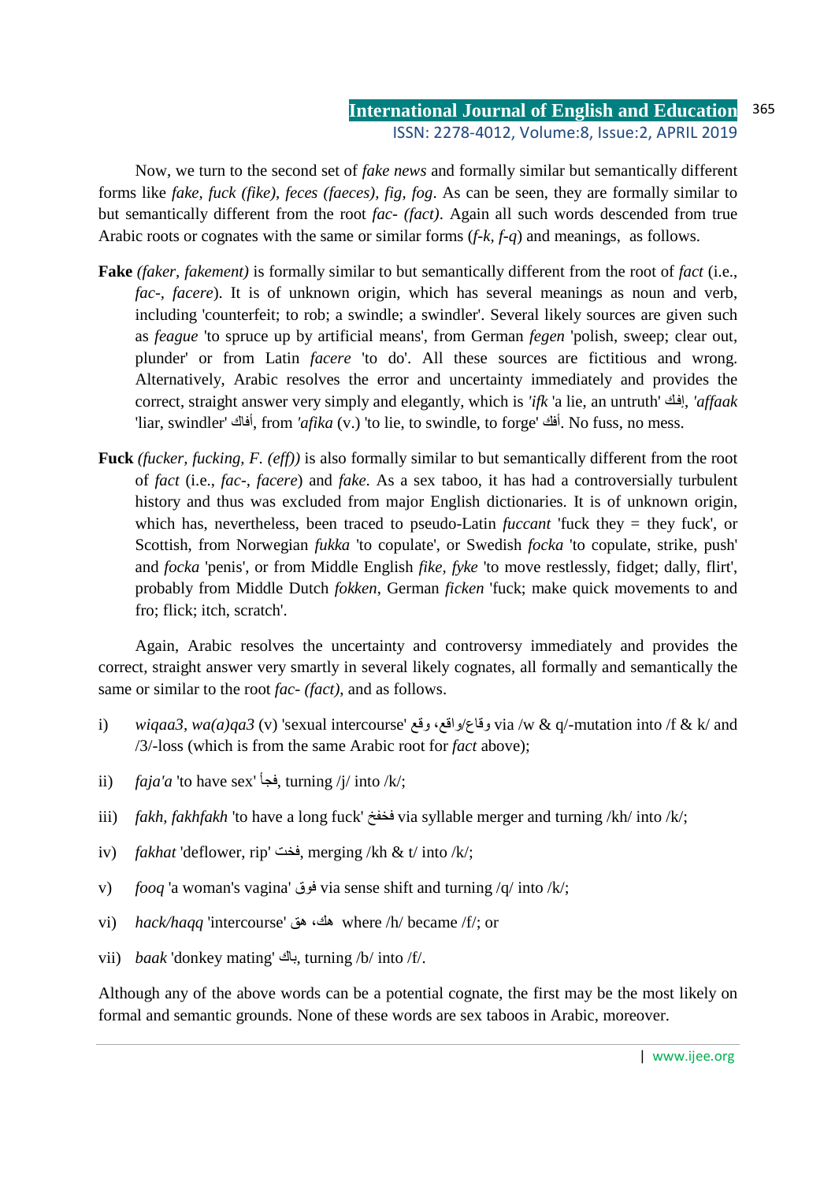Now, we turn to the second set of *fake news* and formally similar but semantically different forms like *fake, fuck (fike), feces (faeces), fig, fog*. As can be seen, they are formally similar to but semantically different from the root *fac- (fact)*. Again all such words descended from true Arabic roots or cognates with the same or similar forms (*f-k, f-q*) and meanings, as follows.

**Fake** *(faker, fakement)* is formally similar to but semantically different from the root of *fact* (i.e., *fac-, facere*). It is of unknown origin, which has several meanings as noun and verb, including 'counterfeit; to rob; a swindle; a swindler'. Several likely sources are given such as *feague* 'to spruce up by artificial means', from German *fegen* 'polish, sweep; clear out, plunder' or from Latin *facere* 'to do'. All these sources are fictitious and wrong. Alternatively, Arabic resolves the error and uncertainty immediately and provides the correct, straight answer very simply and elegantly, which is *'ifk* 'a lie, an untruth' إفك, *'affaak* 'liar, swindler' أفاك, from *'afika* (v.) 'to lie, to swindle, to forge' أفك. No fuss, no mess.

**Fuck** *(fucker, fucking, F. (eff))* is also formally similar to but semantically different from the root of *fact* (i.e., *fac-, facere*) and *fake*. As a sex taboo, it has had a controversially turbulent history and thus was excluded from major English dictionaries. It is of unknown origin, which has, nevertheless, been traced to pseudo-Latin *fuccant* 'fuck they = they fuck', or Scottish, from Norwegian *fukka* 'to copulate', or Swedish *focka* 'to copulate, strike, push' and *focka* 'penis', or from Middle English *fike, fyke* 'to move restlessly, fidget; dally, flirt', probably from Middle Dutch *fokken*, German *ficken* 'fuck; make quick movements to and fro; flick; itch, scratch'.

Again, Arabic resolves the uncertainty and controversy immediately and provides the correct, straight answer very smartly in several likely cognates, all formally and semantically the same or similar to the root *fac- (fact)*, and as follows.

i) *wiqaa3, wa(a)qa3* (v) 'sexual intercourse' وقاع/واقع، وقع via /w & q/-mutation into /f & k/ and /3/-loss (which is from the same Arabic root for *fact* above);

ii) *faja'a* 'to have sex' فجأ, turning /j/ into /k/;

iii) *fakh, fakhfakh* 'to have a long fuck' فخفخ via syllable merger and turning /kh/ into /k/;

iv) *fakhat* 'deflower, rip' فخت, merging /kh & t/ into /k/;

v) *fooq* 'a woman's vagina' فوق via sense shift and turning /q/ into /k/;

vi) *hack/haqq* 'intercourse' هك، هق where /h/ became /f/; or

vii) *baak* 'donkey mating' باك, turning /b/ into /f/.

Although any of the above words can be a potential cognate, the first may be the most likely on formal and semantic grounds. None of these words are sex taboos in Arabic, moreover.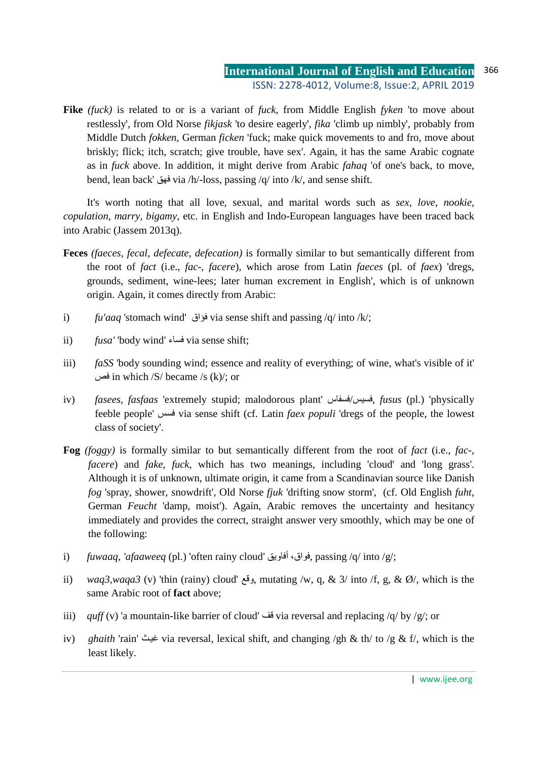**Fike** *(fuck)* is related to or is a variant of *fuck*, from Middle English *fyken* 'to move about restlessly', from Old Norse *fikjask* 'to desire eagerly', *fika* 'climb up nimbly', probably from Middle Dutch *fokken*, German *ficken* 'fuck; make quick movements to and fro, move about briskly; flick; itch, scratch; give trouble, have sex'. Again, it has the same Arabic cognate as in *fuck* above. In addition, it might derive from Arabic *fahaq* 'of one's back, to move, bend, lean back' فهق via /h/-loss, passing /q/ into /k/, and sense shift.

It's worth noting that all love, sexual, and marital words such as *sex*, *love*, *nookie*, *copulation*, *marry*, *bigamy*, etc. in English and Indo-European languages have been traced back into Arabic (Jassem 2013q).

**Feces** *(faeces, fecal, defecate, defecation)* is formally similar to but semantically different from the root of *fact* (i.e., *fac-*, *facere*), which arose from Latin *faeces* (pl. of *faex*) 'dregs, grounds, sediment, wine-lees; later human excrement in English', which is of unknown origin. Again, it comes directly from Arabic:

i) *fu'aaq* 'stomach wind' فؤاق via sense shift and passing /q/ into /k/;

ii) *fusa'* 'body wind' فساء via sense shift;

iii) *faSS* 'body sounding wind; essence and reality of everything; of wine, what's visible of it' فص in which /S/ became /s (k)/; or

iv) *fasees*, *fasfaas* 'extremely stupid; malodorous plant' فسيس/فسفاس, *fusus* (pl.) 'physically feeble people' فسس via sense shift (cf. Latin *faex populi* 'dregs of the people, the lowest class of society'.

**Fog** *(foggy)* is formally similar to but semantically different from the root of *fact* (i.e., *fac-*, *facere*) and *fake*, *fuck*, which has two meanings, including 'cloud' and 'long grass'. Although it is of unknown, ultimate origin, it came from a Scandinavian source like Danish *fog* 'spray, shower, snowdrift', Old Norse *fjuk* 'drifting snow storm', (cf. Old English *fuht*, German *Feucht* 'damp, moist'). Again, Arabic removes the uncertainty and hesitancy immediately and provides the correct, straight answer very smoothly, which may be one of the following:

i) *fuwaaq*, *'afaaweeq* (pl.) 'often rainy cloud' فواق، أفاويق, passing /q/ into /g/;

ii) *waq3,waqa3* (v) 'thin (rainy) cloud' وقع, mutating /w, q, & 3/ into /f, g, & Ø/, which is the same Arabic root of **fact** above;

iii) *quff* (v) 'a mountain-like barrier of cloud' قف via reversal and replacing /q/ by /g/; or

iv) *ghaith* 'rain' غيث via reversal, lexical shift, and changing /gh & th/ to /g & f/, which is the least likely.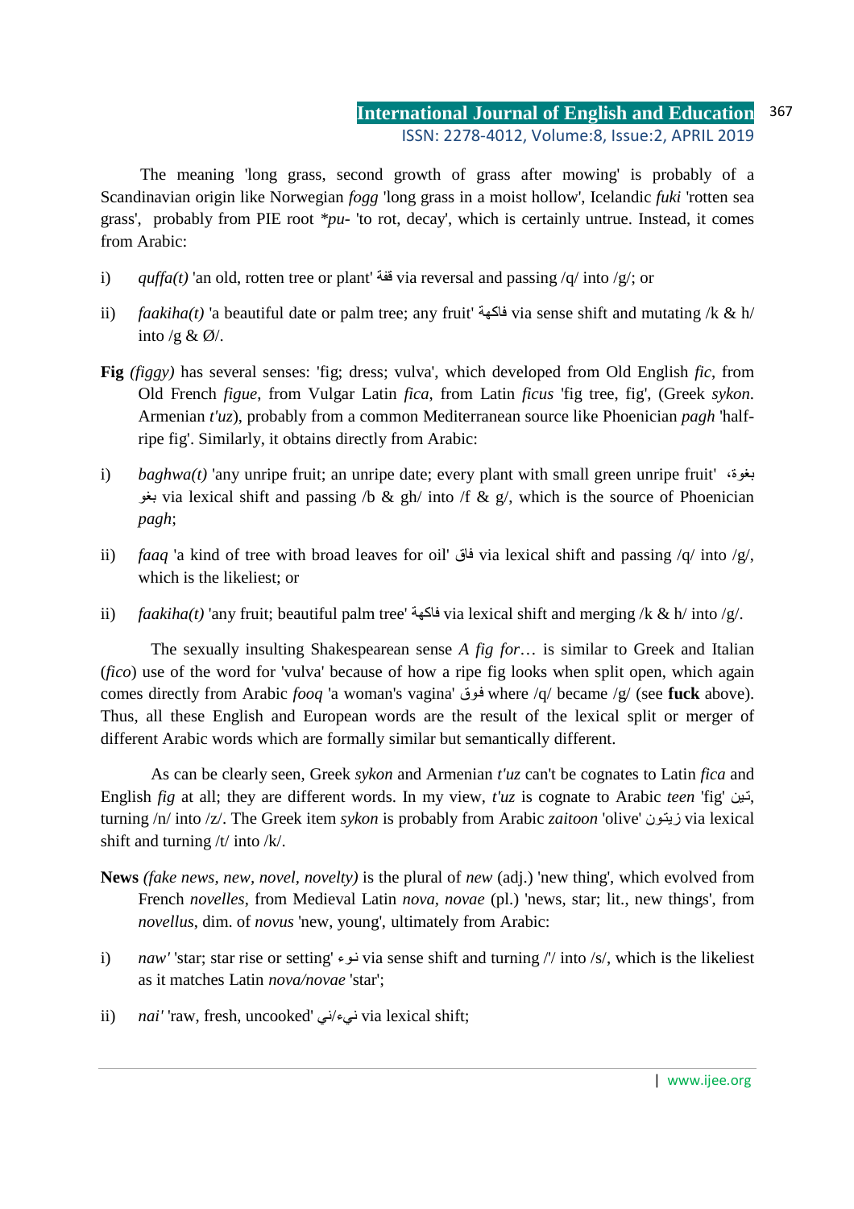The meaning 'long grass, second growth of grass after mowing' is probably of a Scandinavian origin like Norwegian *fogg* 'long grass in a moist hollow', Icelandic *fuki* 'rotten sea grass', probably from PIE root *\*pu-* 'to rot, decay', which is certainly untrue. Instead, it comes from Arabic:

i) *quffa(t)* 'an old, rotten tree or plant' قفة via reversal and passing /q/ into /g/; or

ii) *faakiha(t)* 'a beautiful date or palm tree; any fruit' فاكهة via sense shift and mutating /k & h/ into /g & Ø/.

**Fig** *(figgy)* has several senses: 'fig; dress; vulva', which developed from Old English *fic*, from Old French *figue*, from Vulgar Latin *fica*, from Latin *ficus* 'fig tree, fig', (Greek *sykon*. Armenian *t'uz*), probably from a common Mediterranean source like Phoenician *pagh* 'half-ripe fig'. Similarly, it obtains directly from Arabic:

i) *baghwa(t)* 'any unripe fruit; an unripe date; every plant with small green unripe fruit' بغوة، بغو via lexical shift and passing /b & gh/ into /f & g/, which is the source of Phoenician *pagh*;

ii) *faaq* 'a kind of tree with broad leaves for oil' فاق via lexical shift and passing /q/ into /g/, which is the likeliest; or

ii) *faakiha(t)* 'any fruit; beautiful palm tree' فاكهة via lexical shift and merging /k & h/ into /g/.

The sexually insulting Shakespearean sense *A fig for*… is similar to Greek and Italian (*fico*) use of the word for 'vulva' because of how a ripe fig looks when split open, which again comes directly from Arabic *fooq* 'a woman's vagina' فوق where /q/ became /g/ (see **fuck** above). Thus, all these English and European words are the result of the lexical split or merger of different Arabic words which are formally similar but semantically different.

As can be clearly seen, Greek *sykon* and Armenian *t'uz* can't be cognates to Latin *fica* and English *fig* at all; they are different words. In my view, *t'uz* is cognate to Arabic *teen* 'fig' تين, turning /n/ into /z/. The Greek item *sykon* is probably from Arabic *zaitoon* 'olive' زيتون via lexical shift and turning /t/ into /k/.

**News** *(fake news, new, novel, novelty)* is the plural of *new* (adj.) 'new thing', which evolved from French *novelles*, from Medieval Latin *nova, novae* (pl.) 'news, star; lit., new things', from *novellus*, dim. of *novus* 'new, young', ultimately from Arabic:

i) *naw'* 'star; star rise or setting' نوء via sense shift and turning /'/ into /s/, which is the likeliest as it matches Latin *nova/novae* 'star';

ii) *nai'* 'raw, fresh, uncooked' نيء/ني via lexical shift;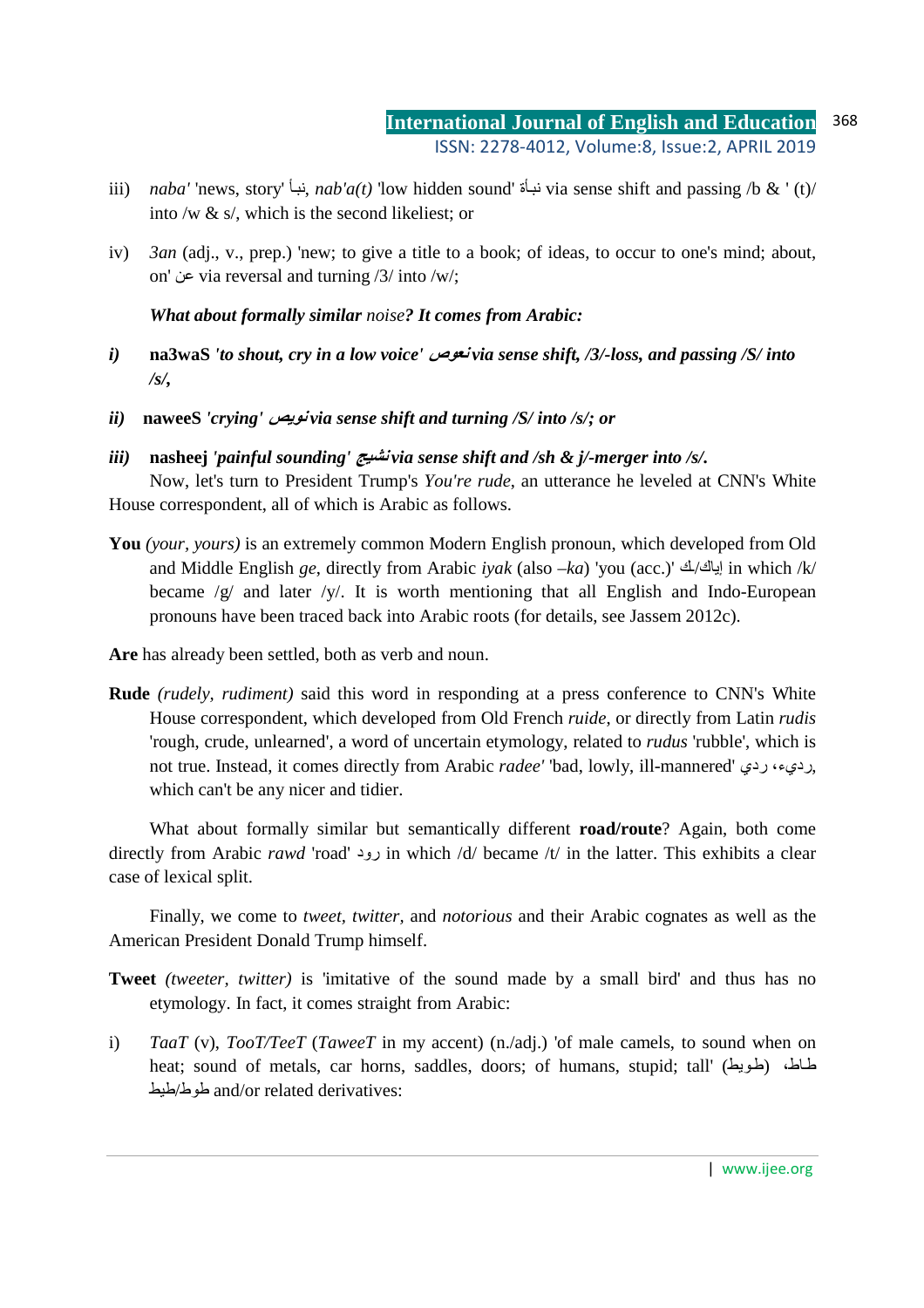iii) *naba'* 'news, story' نبأ, *nab'a(t)* 'low hidden sound' نبأة via sense shift and passing /b & ' (t)/ into /w & s/, which is the second likeliest; or

iv) *3an* (adj., v., prep.) 'new; to give a title to a book; of ideas, to occur to one's mind; about, on' عن via reversal and turning /3/ into /w/;

***What about formally similar** noise**? It comes from Arabic:***

*i)* **na3waS** *'to shout, cry in a low voice' نعوص via sense shift, /3/-loss, and passing /S/ into /s/,*

*ii)* **naweeS** *'crying' نويص via sense shift and turning /S/ into /s/; or*

*iii)* **nasheej** *'painful sounding' نشيج via sense shift and /sh & j/-merger into /s/.*

Now, let's turn to President Trump's *You're rude*, an utterance he leveled at CNN's White House correspondent, all of which is Arabic as follows.

**You** *(your, yours)* is an extremely common Modern English pronoun, which developed from Old and Middle English *ge*, directly from Arabic *iyak* (also *–ka*) 'you (acc.)' إياك/ك in which /k/ became /g/ and later /y/. It is worth mentioning that all English and Indo-European pronouns have been traced back into Arabic roots (for details, see Jassem 2012c).

**Are** has already been settled, both as verb and noun.

**Rude** *(rudely, rudiment)* said this word in responding at a press conference to CNN's White House correspondent, which developed from Old French *ruide*, or directly from Latin *rudis* 'rough, crude, unlearned', a word of uncertain etymology, related to *rudus* 'rubble', which is not true. Instead, it comes directly from Arabic *radee'* 'bad, lowly, ill-mannered' رديء، ردي, which can't be any nicer and tidier.

What about formally similar but semantically different **road/route**? Again, both come directly from Arabic *rawd* 'road' رود in which /d/ became /t/ in the latter. This exhibits a clear case of lexical split.

Finally, we come to *tweet, twitter,* and *notorious* and their Arabic cognates as well as the American President Donald Trump himself.

**Tweet** *(tweeter, twitter)* is 'imitative of the sound made by a small bird' and thus has no etymology. In fact, it comes straight from Arabic:

i) *TaaT* (v), *TooT/TeeT* (*TaweeT* in my accent) (n./adj.) 'of male camels, to sound when on heat; sound of metals, car horns, saddles, doors; of humans, stupid; tall' (طويط) طاط، طوط/طيط and/or related derivatives: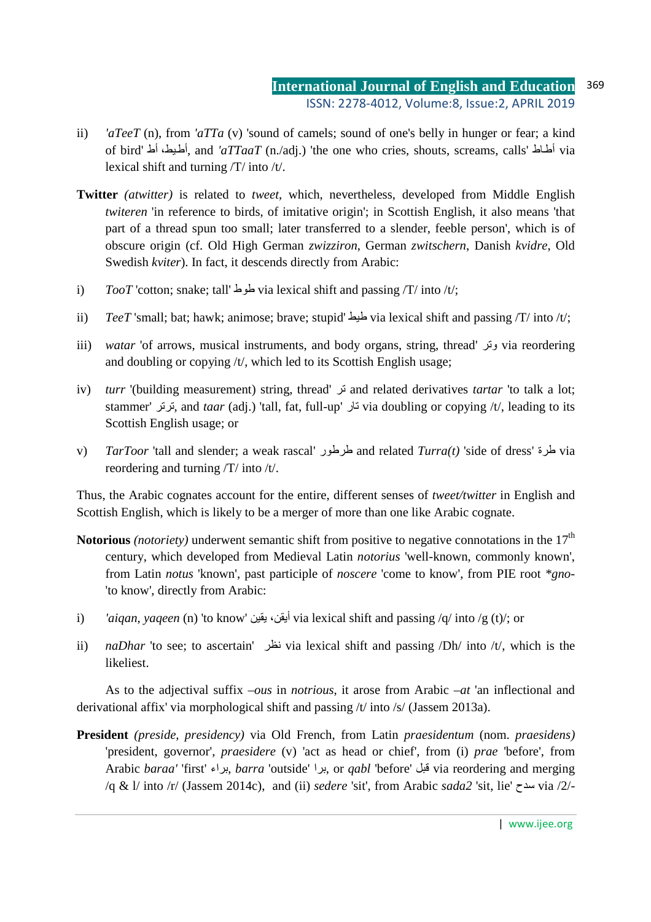ii) *'aTeeT* (n), from *'aTTa* (v) 'sound of camels; sound of one's belly in hunger or fear; a kind of bird' أطيط، أط, and *'aTTaaT* (n./adj.) 'the one who cries, shouts, screams, calls' أطاط via lexical shift and turning /T/ into /t/.

**Twitter** *(atwitter)* is related to *tweet*, which, nevertheless, developed from Middle English *twiteren* 'in reference to birds, of imitative origin'; in Scottish English, it also means 'that part of a thread spun too small; later transferred to a slender, feeble person', which is of obscure origin (cf. Old High German *zwizziron*, German *zwitschern*, Danish *kvidre*, Old Swedish *kviter*). In fact, it descends directly from Arabic:

i) *TooT* 'cotton; snake; tall' طوط via lexical shift and passing /T/ into /t/;

ii) *TeeT* 'small; bat; hawk; animose; brave; stupid' طيط via lexical shift and passing /T/ into /t/;

iii) *watar* 'of arrows, musical instruments, and body organs, string, thread' وتر via reordering and doubling or copying /t/, which led to its Scottish English usage;

iv) *turr* '(building measurement) string, thread' تر and related derivatives *tartar* 'to talk a lot; stammer' ترتر, and *taar* (adj.) 'tall, fat, full-up' تار via doubling or copying /t/, leading to its Scottish English usage; or

v) *TarToor* 'tall and slender; a weak rascal' طرطور and related *Turra(t)* 'side of dress' طرة via reordering and turning /T/ into /t/.

Thus, the Arabic cognates account for the entire, different senses of *tweet/twitter* in English and Scottish English, which is likely to be a merger of more than one like Arabic cognate.

**Notorious** *(notoriety)* underwent semantic shift from positive to negative connotations in the 17th century, which developed from Medieval Latin *notorius* 'well-known, commonly known', from Latin *notus* 'known', past participle of *noscere* 'come to know', from PIE root *\*gno-* 'to know', directly from Arabic:

i) *'aiqan, yaqeen* (n) 'to know' أيقن، يقين via lexical shift and passing /q/ into /g (t)/; or

ii) *naDhar* 'to see; to ascertain' نظر via lexical shift and passing /Dh/ into /t/, which is the likeliest.

As to the adjectival suffix *–ous* in *notrious*, it arose from Arabic *–at* 'an inflectional and derivational affix' via morphological shift and passing /t/ into /s/ (Jassem 2013a).

**President** *(preside, presidency)* via Old French, from Latin *praesidentum* (nom. *praesidens)* 'president, governor', *praesidere* (v) 'act as head or chief', from (i) *prae* 'before', from Arabic *baraa'* 'first' براء, *barra* 'outside' برا, or *qabl* 'before' قبل via reordering and merging /q & l/ into /r/ (Jassem 2014c), and (ii) *sedere* 'sit', from Arabic *sada2* 'sit, lie' سدح via /2/-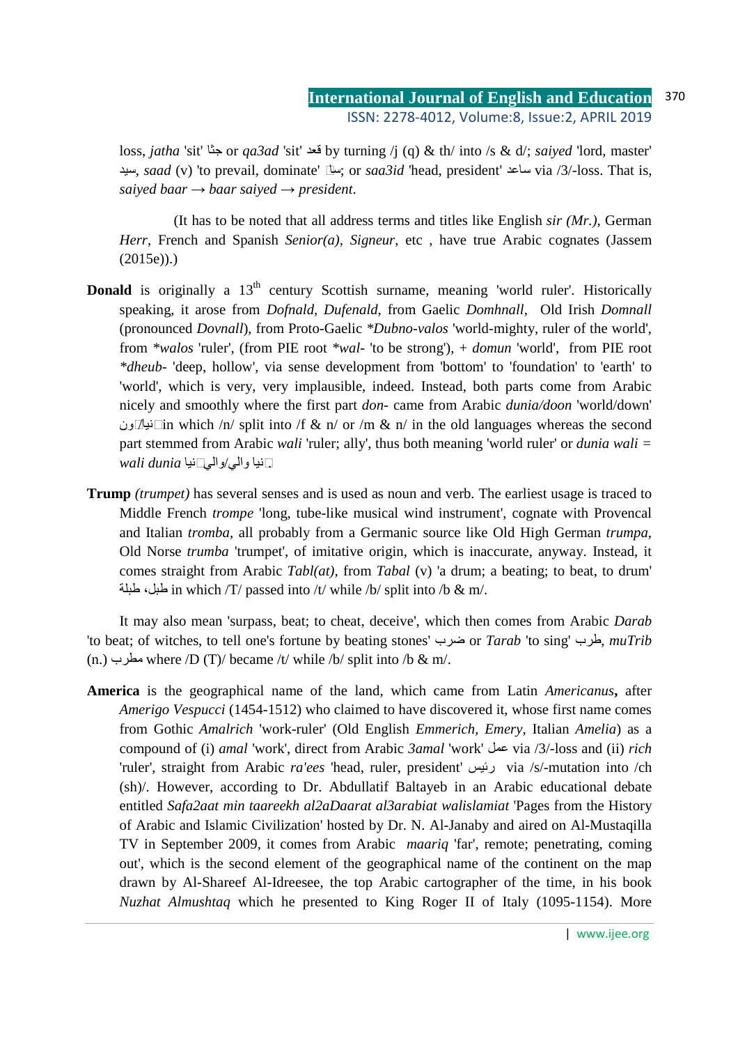loss, *jatha* 'sit' جثا or *qa3ad* 'sit' قعد by turning /j (q) & th/ into /s & d/; *saiyed* 'lord, master' سيد, *saad* (v) 'to prevail, dominate' ساد; or *saa3id* 'head, president' ساعد via /3/-loss. That is, *saiyed baar → baar saiyed → president*.

(It has to be noted that all address terms and titles like English *sir (Mr.)*, German *Herr*, French and Spanish *Senior(a)*, *Signeur*, etc , have true Arabic cognates (Jassem (2015e)).)

**Donald** is originally a 13[th] century Scottish surname, meaning 'world ruler'. Historically speaking, it arose from *Dofnald*, *Dufenald*, from Gaelic *Domhnall*, Old Irish *Domnall* (pronounced *Dovnall*), from Proto-Gaelic *\*Dubno-valos* 'world-mighty, ruler of the world', from *\*walos* 'ruler', (from PIE root *\*wal-* 'to be strong'), + *domun* 'world', from PIE root *\*dheub-* 'deep, hollow', via sense development from 'bottom' to 'foundation' to 'earth' to 'world', which is very, very implausible, indeed. Instead, both parts come from Arabic nicely and smoothly where the first part *don-* came from Arabic *dunia/doon* 'world/down' دنيا/دون in which /n/ split into /f & n/ or /m & n/ in the old languages whereas the second part stemmed from Arabic *wali* 'ruler; ally', thus both meaning 'world ruler' or *dunia wali* = *wali dunia* دنيا والي/والي دنيا.

**Trump** *(trumpet)* has several senses and is used as noun and verb. The earliest usage is traced to Middle French *trompe* 'long, tube-like musical wind instrument', cognate with Provencal and Italian *tromba*, all probably from a Germanic source like Old High German *trumpa*, Old Norse *trumba* 'trumpet', of imitative origin, which is inaccurate, anyway. Instead, it comes straight from Arabic *Tabl(at)*, from *Tabal* (v) 'a drum; a beating; to beat, to drum' طبلة، طبل in which /T/ passed into /t/ while /b/ split into /b & m/.

It may also mean 'surpass, beat; to cheat, deceive', which then comes from Arabic *Darab* 'to beat; of witches, to tell one's fortune by beating stones' ضرب or *Tarab* 'to sing' طرب, *muTrib* (n.) مطرب where /D (T)/ became /t/ while /b/ split into /b & m/.

**America** is the geographical name of the land, which came from Latin *Americanus***,** after *Amerigo Vespucci* (1454-1512) who claimed to have discovered it, whose first name comes from Gothic *Amalrich* 'work-ruler' (Old English *Emmerich*, *Emery*, Italian *Amelia*) as a compound of (i) *amal* 'work', direct from Arabic *3amal* 'work' عمل via /3/-loss and (ii) *rich* 'ruler', straight from Arabic *ra'ees* 'head, ruler, president' رئيس via /s/-mutation into /ch (sh)/. However, according to Dr. Abdullatif Baltayeb in an Arabic educational debate entitled *Safa2aat min taareekh al2aDaarat al3arabiat walislamiat* 'Pages from the History of Arabic and Islamic Civilization' hosted by Dr. N. Al-Janaby and aired on Al-Mustaqilla TV in September 2009, it comes from Arabic *maariq* 'far', remote; penetrating, coming out', which is the second element of the geographical name of the continent on the map drawn by Al-Shareef Al-Idreesee, the top Arabic cartographer of the time, in his book *Nuzhat Almushtaq* which he presented to King Roger II of Italy (1095-1154). More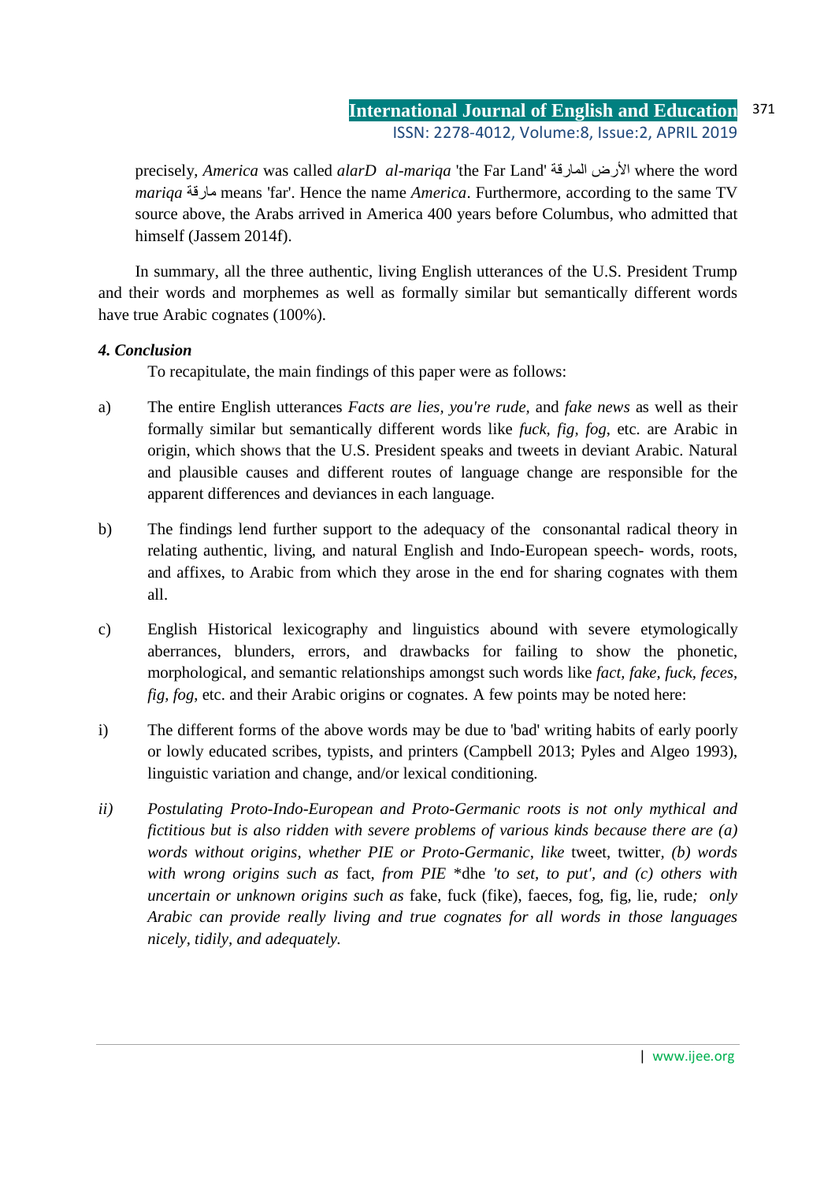precisely, *America* was called *alarD al-mariqa* 'the Far Land' الأرض المارقة where the word *mariqa* مارقة means 'far'. Hence the name *America*. Furthermore, according to the same TV source above, the Arabs arrived in America 400 years before Columbus, who admitted that himself (Jassem 2014f).

In summary, all the three authentic, living English utterances of the U.S. President Trump and their words and morphemes as well as formally similar but semantically different words have true Arabic cognates (100%).

### *4. Conclusion*

To recapitulate, the main findings of this paper were as follows:

a) The entire English utterances *Facts are lies, you're rude,* and *fake news* as well as their formally similar but semantically different words like *fuck, fig, fog*, etc. are Arabic in origin, which shows that the U.S. President speaks and tweets in deviant Arabic. Natural and plausible causes and different routes of language change are responsible for the apparent differences and deviances in each language.

b) The findings lend further support to the adequacy of the consonantal radical theory in relating authentic, living, and natural English and Indo-European speech- words, roots, and affixes, to Arabic from which they arose in the end for sharing cognates with them all.

c) English Historical lexicography and linguistics abound with severe etymologically aberrances, blunders, errors, and drawbacks for failing to show the phonetic, morphological, and semantic relationships amongst such words like *fact, fake, fuck, feces, fig, fog,* etc. and their Arabic origins or cognates. A few points may be noted here:

i) The different forms of the above words may be due to 'bad' writing habits of early poorly or lowly educated scribes, typists, and printers (Campbell 2013; Pyles and Algeo 1993), linguistic variation and change, and/or lexical conditioning.

*ii) Postulating Proto-Indo-European and Proto-Germanic roots is not only mythical and fictitious but is also ridden with severe problems of various kinds because there are (a) words without origins, whether PIE or Proto-Germanic, like* tweet, twitter, *(b) words with wrong origins such as* fact, *from PIE* \*dhe *'to set, to put', and (c) others with uncertain or unknown origins such as* fake, fuck (fike), faeces, fog, fig, lie, rude*; only Arabic can provide really living and true cognates for all words in those languages nicely, tidily, and adequately.*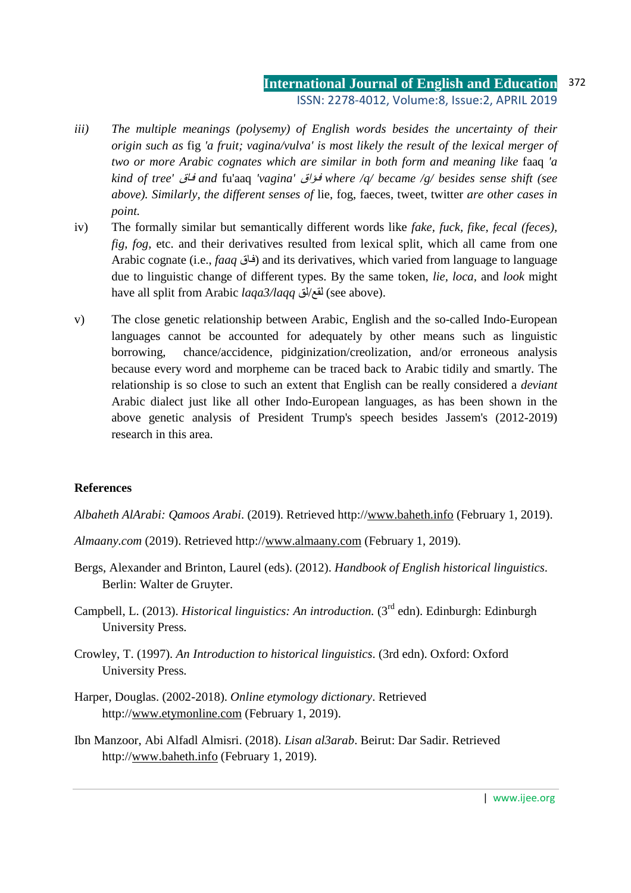iii) *The multiple meanings (polysemy) of English words besides the uncertainty of their origin such as* fig *'a fruit; vagina/vulva' is most likely the result of the lexical merger of two or more Arabic cognates which are similar in both form and meaning like* faaq *'a kind of tree'* فاق *and* fu'aaq *'vagina'* فؤاق *where /q/ became /g/ besides sense shift (see above). Similarly, the different senses of* lie, fog, faeces, tweet, twitter *are other cases in point.*

iv) The formally similar but semantically different words like *fake, fuck, fike, fecal (feces), fig, fog,* etc. and their derivatives resulted from lexical split, which all came from one Arabic cognate (i.e., *faaq* فاق) and its derivatives, which varied from language to language due to linguistic change of different types. By the same token, *lie, loca,* and *look* might have all split from Arabic *laqa3/laqq* لقع/لق (see above).

v) The close genetic relationship between Arabic, English and the so-called Indo-European languages cannot be accounted for adequately by other means such as linguistic borrowing, chance/accidence, pidginization/creolization, and/or erroneous analysis because every word and morpheme can be traced back to Arabic tidily and smartly. The relationship is so close to such an extent that English can be really considered a *deviant* Arabic dialect just like all other Indo-European languages, as has been shown in the above genetic analysis of President Trump's speech besides Jassem's (2012-2019) research in this area.

## References

*Albaheth AlArabi: Qamoos Arabi*. (2019). Retrieved http://www.baheth.info (February 1, 2019).

*Almaany.com* (2019). Retrieved http://www.almaany.com (February 1, 2019).

Bergs, Alexander and Brinton, Laurel (eds). (2012). *Handbook of English historical linguistics*. Berlin: Walter de Gruyter.

Campbell, L. (2013). *Historical linguistics: An introduction.* (3rd edn). Edinburgh: Edinburgh University Press.

Crowley, T. (1997). *An Introduction to historical linguistics.* (3rd edn). Oxford: Oxford University Press.

Harper, Douglas. (2002-2018). *Online etymology dictionary*. Retrieved http://www.etymonline.com (February 1, 2019).

Ibn Manzoor, Abi Alfadl Almisri. (2018). *Lisan al3arab*. Beirut: Dar Sadir. Retrieved http://www.baheth.info (February 1, 2019).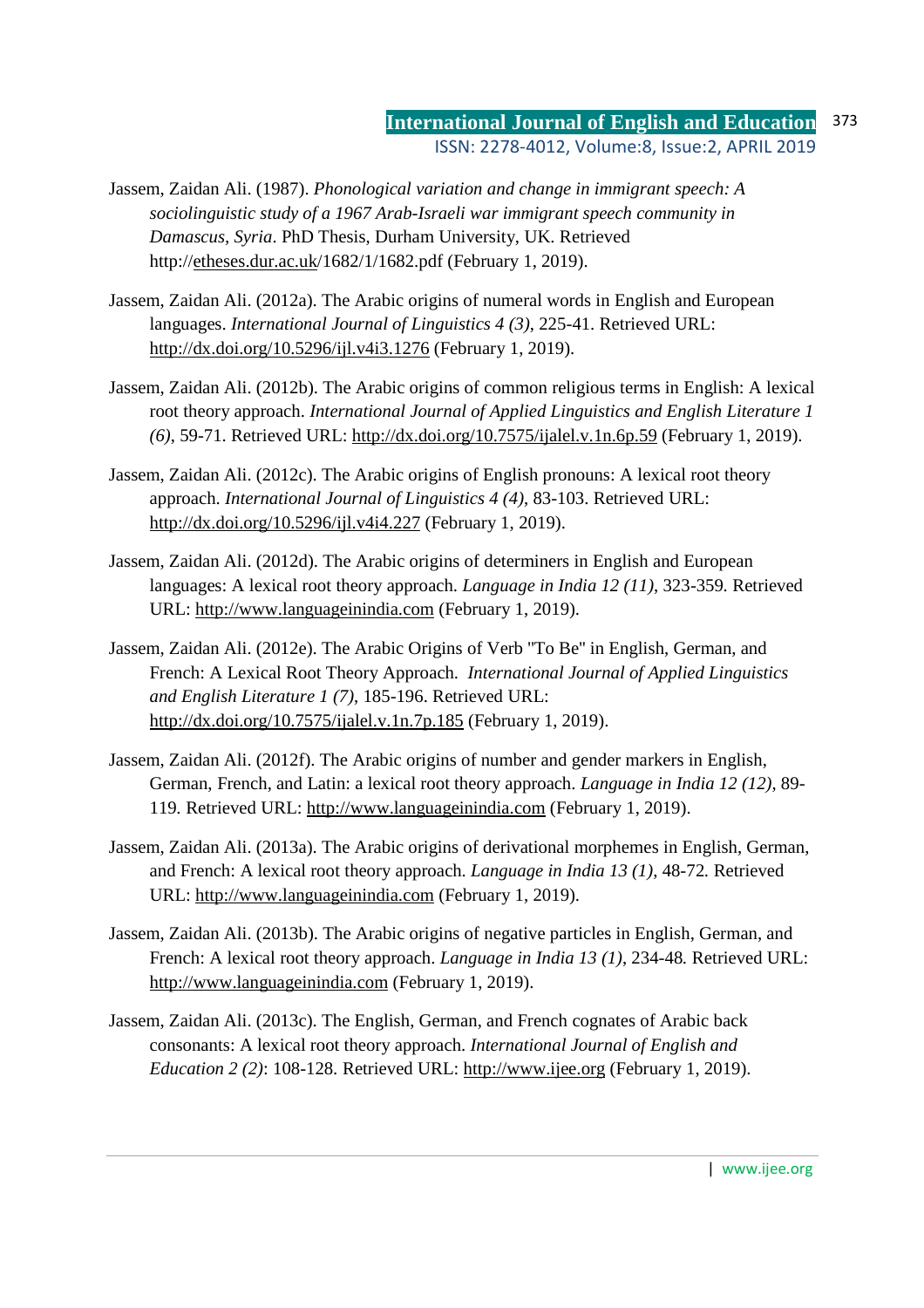Jassem, Zaidan Ali. (1987). *Phonological variation and change in immigrant speech: A sociolinguistic study of a 1967 Arab-Israeli war immigrant speech community in Damascus, Syria*. PhD Thesis, Durham University, UK. Retrieved http://etheses.dur.ac.uk/1682/1/1682.pdf (February 1, 2019).

Jassem, Zaidan Ali. (2012a). The Arabic origins of numeral words in English and European languages. *International Journal of Linguistics 4 (3)*, 225-41. Retrieved URL: http://dx.doi.org/10.5296/ijl.v4i3.1276 (February 1, 2019).

Jassem, Zaidan Ali. (2012b). The Arabic origins of common religious terms in English: A lexical root theory approach. *International Journal of Applied Linguistics and English Literature 1 (6)*, 59-71. Retrieved URL: http://dx.doi.org/10.7575/ijalel.v.1n.6p.59 (February 1, 2019).

Jassem, Zaidan Ali. (2012c). The Arabic origins of English pronouns: A lexical root theory approach. *International Journal of Linguistics 4 (4)*, 83-103. Retrieved URL: http://dx.doi.org/10.5296/ijl.v4i4.227 (February 1, 2019).

Jassem, Zaidan Ali. (2012d). The Arabic origins of determiners in English and European languages: A lexical root theory approach. *Language in India 12 (11)*, 323-359. Retrieved URL: http://www.languageinindia.com (February 1, 2019).

Jassem, Zaidan Ali. (2012e). The Arabic Origins of Verb "To Be" in English, German, and French: A Lexical Root Theory Approach. *International Journal of Applied Linguistics and English Literature 1 (7)*, 185-196. Retrieved URL: http://dx.doi.org/10.7575/ijalel.v.1n.7p.185 (February 1, 2019).

Jassem, Zaidan Ali. (2012f). The Arabic origins of number and gender markers in English, German, French, and Latin: a lexical root theory approach. *Language in India 12 (12)*, 89-119. Retrieved URL: http://www.languageinindia.com (February 1, 2019).

Jassem, Zaidan Ali. (2013a). The Arabic origins of derivational morphemes in English, German, and French: A lexical root theory approach. *Language in India 13 (1)*, 48-72. Retrieved URL: http://www.languageinindia.com (February 1, 2019).

Jassem, Zaidan Ali. (2013b). The Arabic origins of negative particles in English, German, and French: A lexical root theory approach. *Language in India 13 (1)*, 234-48. Retrieved URL: http://www.languageinindia.com (February 1, 2019).

Jassem, Zaidan Ali. (2013c). The English, German, and French cognates of Arabic back consonants: A lexical root theory approach. *International Journal of English and Education 2 (2)*: 108-128. Retrieved URL: http://www.ijee.org (February 1, 2019).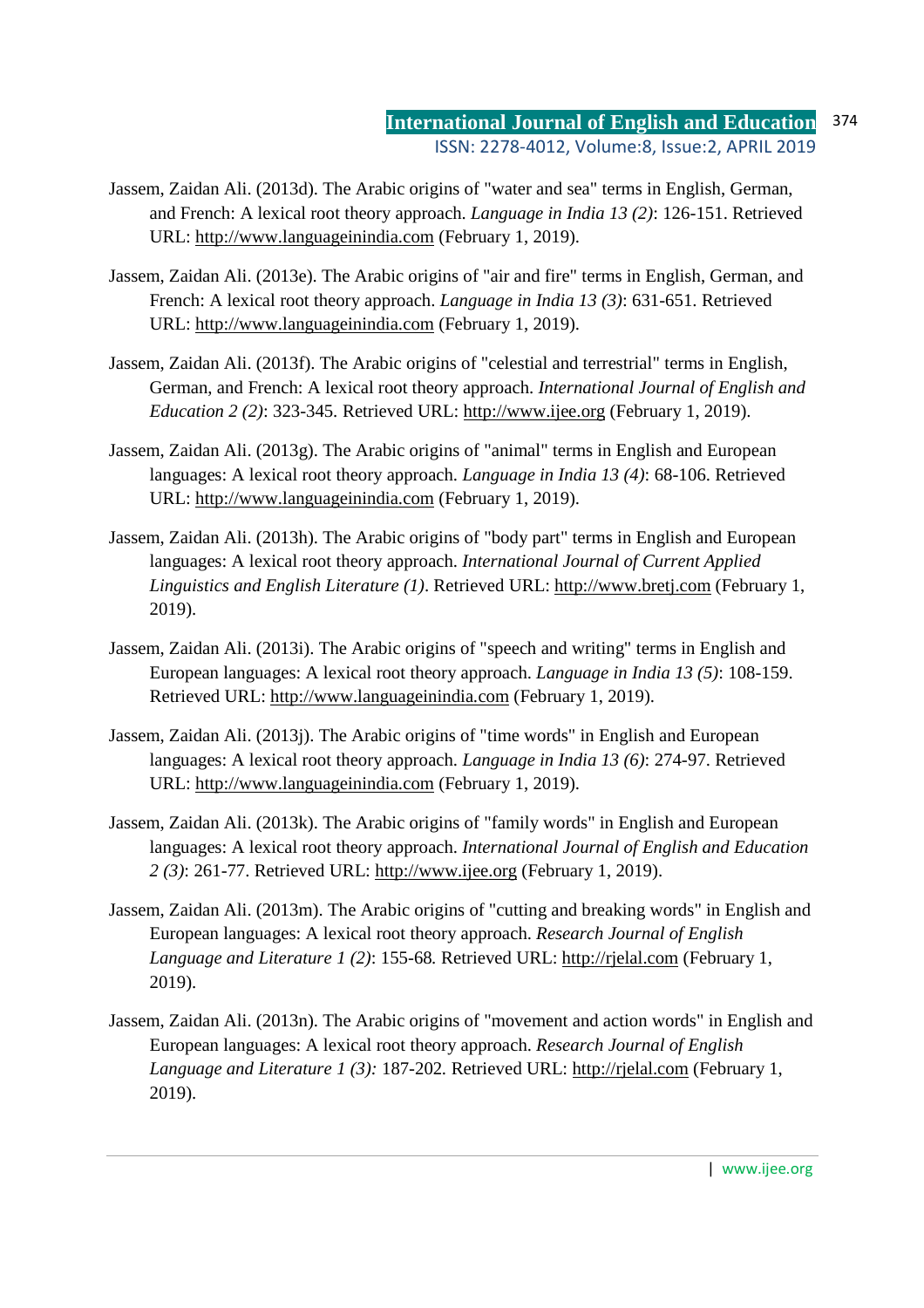Jassem, Zaidan Ali. (2013d). The Arabic origins of "water and sea" terms in English, German, and French: A lexical root theory approach. *Language in India 13 (2)*: 126-151. Retrieved URL: http://www.languageinindia.com (February 1, 2019).

Jassem, Zaidan Ali. (2013e). The Arabic origins of "air and fire" terms in English, German, and French: A lexical root theory approach. *Language in India 13 (3)*: 631-651. Retrieved URL: http://www.languageinindia.com (February 1, 2019).

Jassem, Zaidan Ali. (2013f). The Arabic origins of "celestial and terrestrial" terms in English, German, and French: A lexical root theory approach. *International Journal of English and Education 2 (2)*: 323-345. Retrieved URL: http://www.ijee.org (February 1, 2019).

Jassem, Zaidan Ali. (2013g). The Arabic origins of "animal" terms in English and European languages: A lexical root theory approach. *Language in India 13 (4)*: 68-106. Retrieved URL: http://www.languageinindia.com (February 1, 2019).

Jassem, Zaidan Ali. (2013h). The Arabic origins of "body part" terms in English and European languages: A lexical root theory approach. *International Journal of Current Applied Linguistics and English Literature (1)*. Retrieved URL: http://www.bretj.com (February 1, 2019).

Jassem, Zaidan Ali. (2013i). The Arabic origins of "speech and writing" terms in English and European languages: A lexical root theory approach. *Language in India 13 (5)*: 108-159. Retrieved URL: http://www.languageinindia.com (February 1, 2019).

Jassem, Zaidan Ali. (2013j). The Arabic origins of "time words" in English and European languages: A lexical root theory approach. *Language in India 13 (6)*: 274-97. Retrieved URL: http://www.languageinindia.com (February 1, 2019).

Jassem, Zaidan Ali. (2013k). The Arabic origins of "family words" in English and European languages: A lexical root theory approach. *International Journal of English and Education 2 (3)*: 261-77. Retrieved URL: http://www.ijee.org (February 1, 2019).

Jassem, Zaidan Ali. (2013m). The Arabic origins of "cutting and breaking words" in English and European languages: A lexical root theory approach. *Research Journal of English Language and Literature 1 (2)*: 155-68. Retrieved URL: http://rjelal.com (February 1, 2019).

Jassem, Zaidan Ali. (2013n). The Arabic origins of "movement and action words" in English and European languages: A lexical root theory approach. *Research Journal of English Language and Literature 1 (3):* 187-202. Retrieved URL: http://rjelal.com (February 1, 2019).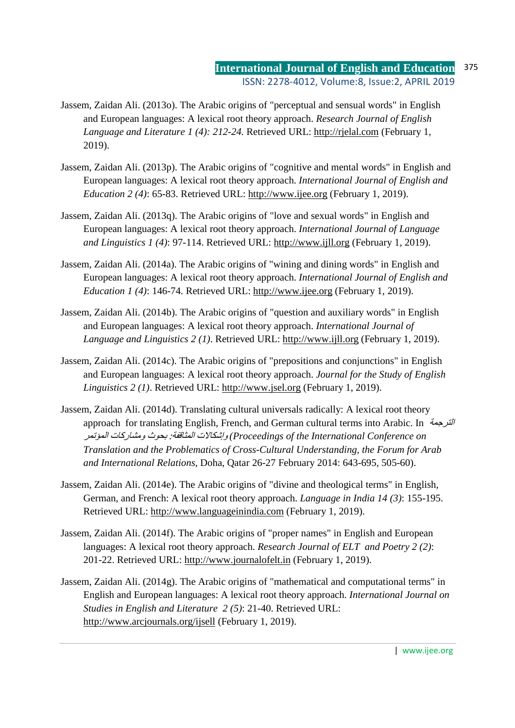Jassem, Zaidan Ali. (2013o). The Arabic origins of "perceptual and sensual words" in English and European languages: A lexical root theory approach. *Research Journal of English Language and Literature 1 (4): 212-24.* Retrieved URL: http://rjelal.com (February 1, 2019).

Jassem, Zaidan Ali. (2013p). The Arabic origins of "cognitive and mental words" in English and European languages: A lexical root theory approach. *International Journal of English and Education 2 (4)*: 65-83. Retrieved URL: http://www.ijee.org (February 1, 2019).

Jassem, Zaidan Ali. (2013q). The Arabic origins of "love and sexual words" in English and European languages: A lexical root theory approach. *International Journal of Language and Linguistics 1 (4)*: 97-114. Retrieved URL: http://www.ijll.org (February 1, 2019).

Jassem, Zaidan Ali. (2014a). The Arabic origins of "wining and dining words" in English and European languages: A lexical root theory approach. *International Journal of English and Education 1 (4)*: 146-74. Retrieved URL: http://www.ijee.org (February 1, 2019).

Jassem, Zaidan Ali. (2014b). The Arabic origins of "question and auxiliary words" in English and European languages: A lexical root theory approach. *International Journal of Language and Linguistics 2 (1)*. Retrieved URL: http://www.ijll.org (February 1, 2019).

Jassem, Zaidan Ali. (2014c). The Arabic origins of "prepositions and conjunctions" in English and European languages: A lexical root theory approach. *Journal for the Study of English Linguistics 2 (1)*. Retrieved URL: http://www.jsel.org (February 1, 2019).

Jassem, Zaidan Ali. (2014d). Translating cultural universals radically: A lexical root theory approach for translating English, French, and German cultural terms into Arabic. In *الترجمة وإشكالات المثاقفة: بحوث ومشاركات المؤتمر (Proceedings of the International Conference on Translation and the Problematics of Cross-Cultural Understanding, the Forum for Arab and International Relations*, Doha, Qatar 26-27 February 2014: 643-695, 505-60).

Jassem, Zaidan Ali. (2014e). The Arabic origins of "divine and theological terms" in English, German, and French: A lexical root theory approach. *Language in India 14 (3)*: 155-195. Retrieved URL: http://www.languageinindia.com (February 1, 2019).

Jassem, Zaidan Ali. (2014f). The Arabic origins of "proper names" in English and European languages: A lexical root theory approach. *Research Journal of ELT and Poetry 2 (2)*: 201-22. Retrieved URL: http://www.journalofelt.in (February 1, 2019).

Jassem, Zaidan Ali. (2014g). The Arabic origins of "mathematical and computational terms" in English and European languages: A lexical root theory approach. *International Journal on Studies in English and Literature 2 (5)*: 21-40. Retrieved URL: http://www.arcjournals.org/ijsell (February 1, 2019).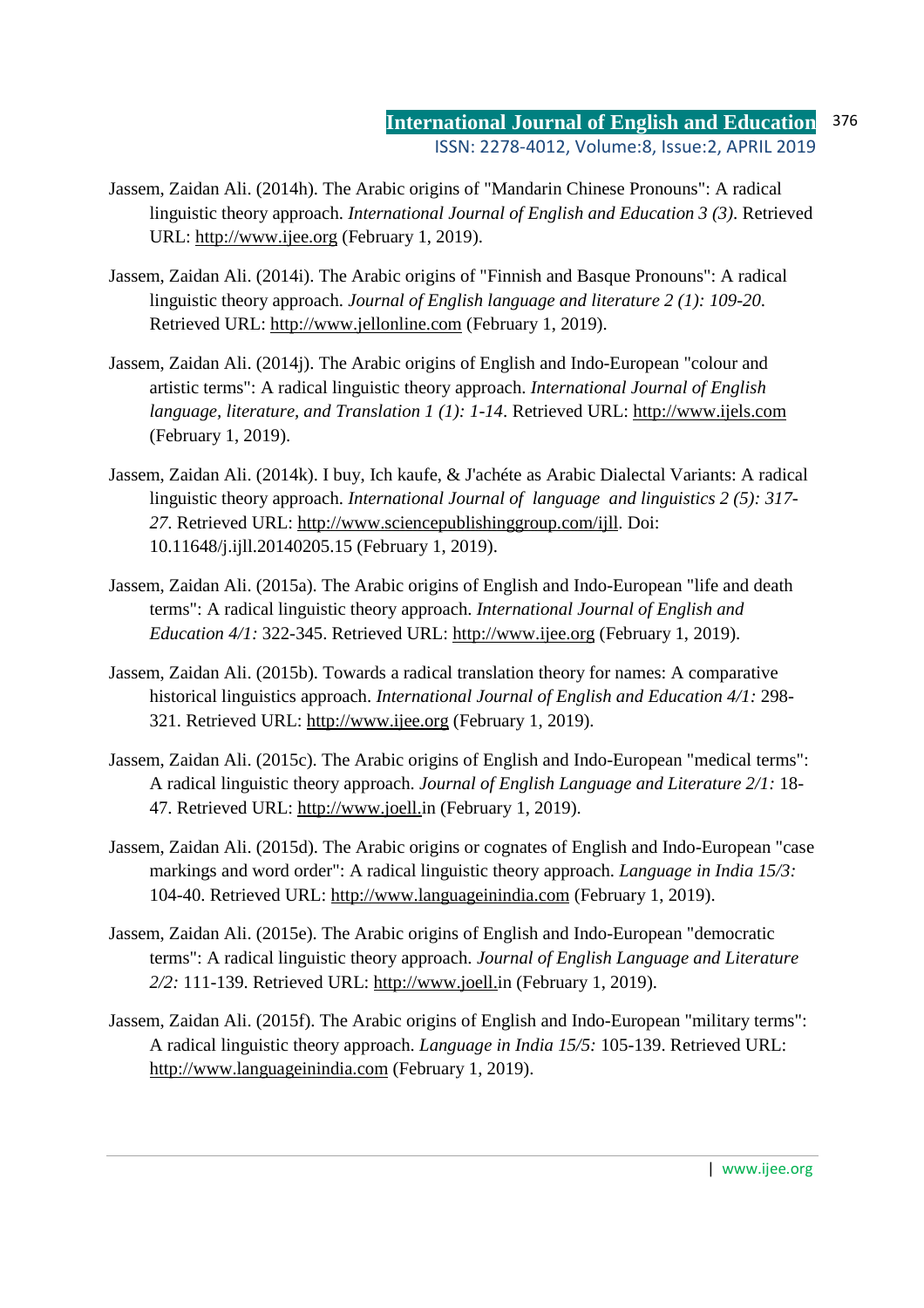Jassem, Zaidan Ali. (2014h). The Arabic origins of "Mandarin Chinese Pronouns": A radical linguistic theory approach. *International Journal of English and Education 3 (3)*. Retrieved URL: http://www.ijee.org (February 1, 2019).

Jassem, Zaidan Ali. (2014i). The Arabic origins of "Finnish and Basque Pronouns": A radical linguistic theory approach. *Journal of English language and literature 2 (1): 109-20*. Retrieved URL: http://www.jellonline.com (February 1, 2019).

Jassem, Zaidan Ali. (2014j). The Arabic origins of English and Indo-European "colour and artistic terms": A radical linguistic theory approach. *International Journal of English language, literature, and Translation 1 (1): 1-14*. Retrieved URL: http://www.ijels.com (February 1, 2019).

Jassem, Zaidan Ali. (2014k). I buy, Ich kaufe, & J'achéte as Arabic Dialectal Variants: A radical linguistic theory approach. *International Journal of language and linguistics 2 (5): 317-27*. Retrieved URL: http://www.sciencepublishinggroup.com/ijll. Doi: 10.11648/j.ijll.20140205.15 (February 1, 2019).

Jassem, Zaidan Ali. (2015a). The Arabic origins of English and Indo-European "life and death terms": A radical linguistic theory approach. *International Journal of English and Education 4/1:* 322-345. Retrieved URL: http://www.ijee.org (February 1, 2019).

Jassem, Zaidan Ali. (2015b). Towards a radical translation theory for names: A comparative historical linguistics approach. *International Journal of English and Education 4/1:* 298-321. Retrieved URL: http://www.ijee.org (February 1, 2019).

Jassem, Zaidan Ali. (2015c). The Arabic origins of English and Indo-European "medical terms": A radical linguistic theory approach. *Journal of English Language and Literature 2/1:* 18-47. Retrieved URL: http://www.joell.in (February 1, 2019).

Jassem, Zaidan Ali. (2015d). The Arabic origins or cognates of English and Indo-European "case markings and word order": A radical linguistic theory approach. *Language in India 15/3:* 104-40. Retrieved URL: http://www.languageinindia.com (February 1, 2019).

Jassem, Zaidan Ali. (2015e). The Arabic origins of English and Indo-European "democratic terms": A radical linguistic theory approach. *Journal of English Language and Literature 2/2:* 111-139. Retrieved URL: http://www.joell.in (February 1, 2019).

Jassem, Zaidan Ali. (2015f). The Arabic origins of English and Indo-European "military terms": A radical linguistic theory approach. *Language in India 15/5:* 105-139. Retrieved URL: http://www.languageinindia.com (February 1, 2019).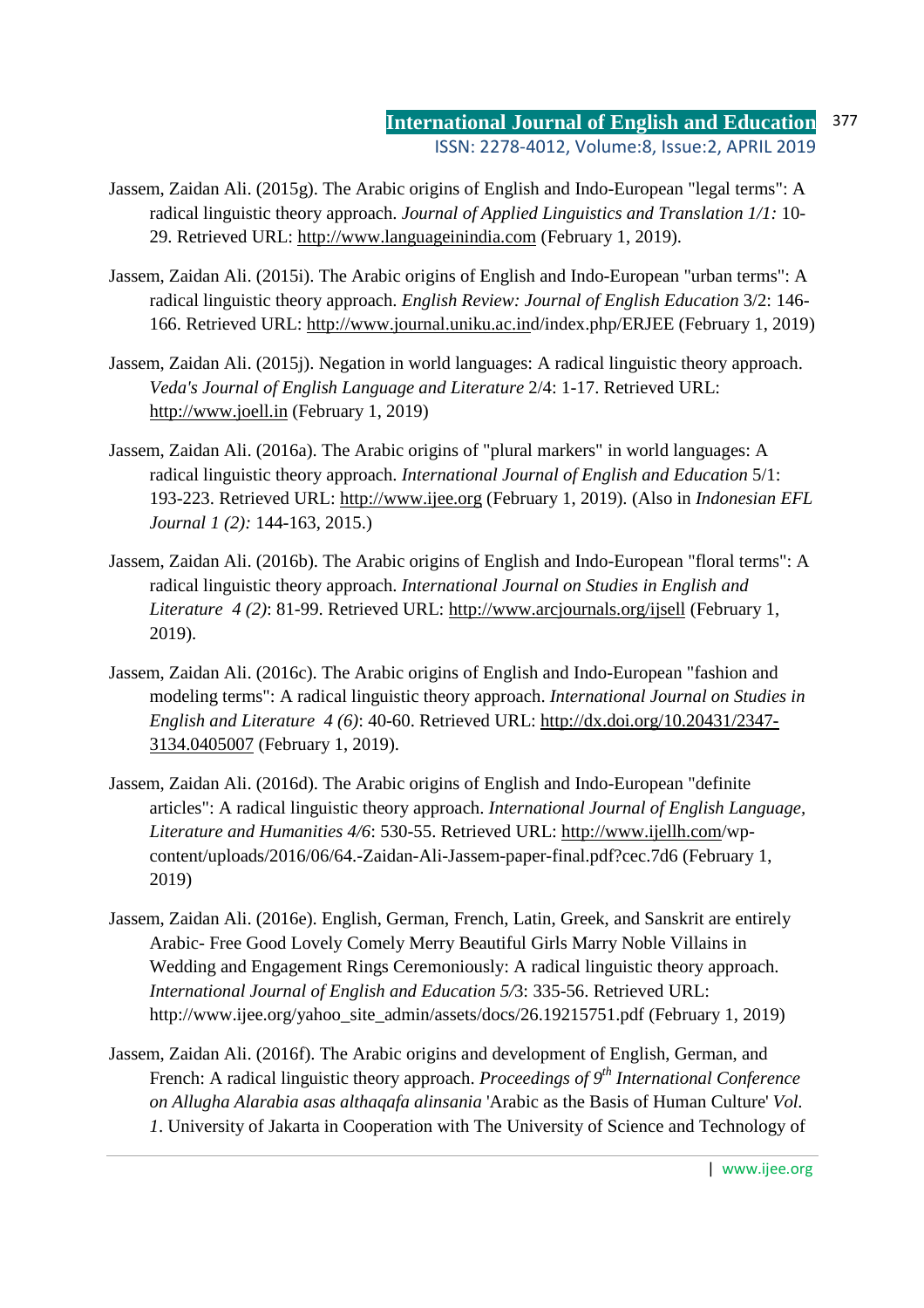Jassem, Zaidan Ali. (2015g). The Arabic origins of English and Indo-European "legal terms": A radical linguistic theory approach. *Journal of Applied Linguistics and Translation 1/1:* 10-29. Retrieved URL: http://www.languageinindia.com (February 1, 2019).

Jassem, Zaidan Ali. (2015i). The Arabic origins of English and Indo-European "urban terms": A radical linguistic theory approach. *English Review: Journal of English Education* 3/2: 146-166. Retrieved URL: http://www.journal.uniku.ac.ind/index.php/ERJEE (February 1, 2019)

Jassem, Zaidan Ali. (2015j). Negation in world languages: A radical linguistic theory approach. *Veda's Journal of English Language and Literature* 2/4: 1-17. Retrieved URL: http://www.joell.in (February 1, 2019)

Jassem, Zaidan Ali. (2016a). The Arabic origins of "plural markers" in world languages: A radical linguistic theory approach. *International Journal of English and Education* 5/1: 193-223. Retrieved URL: http://www.ijee.org (February 1, 2019). (Also in *Indonesian EFL Journal 1 (2):* 144-163, 2015.)

Jassem, Zaidan Ali. (2016b). The Arabic origins of English and Indo-European "floral terms": A radical linguistic theory approach. *International Journal on Studies in English and Literature 4 (2)*: 81-99. Retrieved URL: http://www.arcjournals.org/ijsell (February 1, 2019).

Jassem, Zaidan Ali. (2016c). The Arabic origins of English and Indo-European "fashion and modeling terms": A radical linguistic theory approach. *International Journal on Studies in English and Literature 4 (6)*: 40-60. Retrieved URL: http://dx.doi.org/10.20431/2347-3134.0405007 (February 1, 2019).

Jassem, Zaidan Ali. (2016d). The Arabic origins of English and Indo-European "definite articles": A radical linguistic theory approach. *International Journal of English Language, Literature and Humanities 4/6*: 530-55. Retrieved URL: http://www.ijellh.com/wp-content/uploads/2016/06/64.-Zaidan-Ali-Jassem-paper-final.pdf?cec.7d6 (February 1, 2019)

Jassem, Zaidan Ali. (2016e). English, German, French, Latin, Greek, and Sanskrit are entirely Arabic- Free Good Lovely Comely Merry Beautiful Girls Marry Noble Villains in Wedding and Engagement Rings Ceremoniously: A radical linguistic theory approach. *International Journal of English and Education 5/*3: 335-56. Retrieved URL: http://www.ijee.org/yahoo_site_admin/assets/docs/26.19215751.pdf (February 1, 2019)

Jassem, Zaidan Ali. (2016f). The Arabic origins and development of English, German, and French: A radical linguistic theory approach. *Proceedings of 9th International Conference on Allugha Alarabia asas althaqafa alinsania* 'Arabic as the Basis of Human Culture' *Vol. 1*. University of Jakarta in Cooperation with The University of Science and Technology of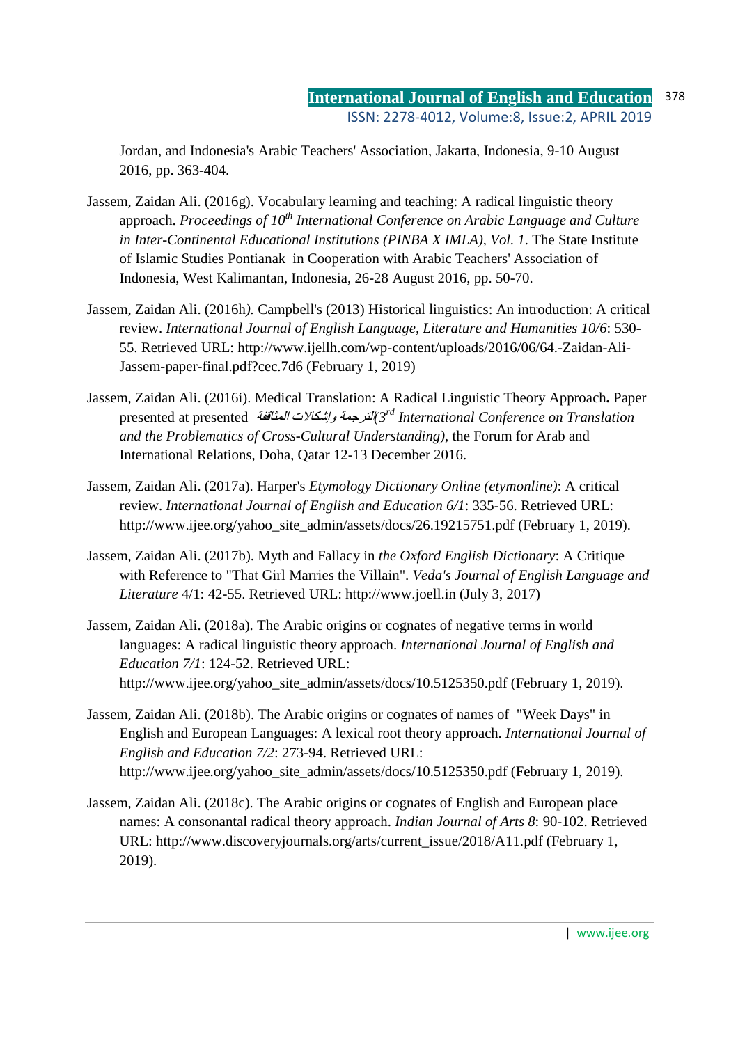Jordan, and Indonesia's Arabic Teachers' Association, Jakarta, Indonesia, 9-10 August 2016, pp. 363-404.

Jassem, Zaidan Ali. (2016g). Vocabulary learning and teaching: A radical linguistic theory approach. *Proceedings of 10th International Conference on Arabic Language and Culture in Inter-Continental Educational Institutions (PINBA X IMLA), Vol. 1*. The State Institute of Islamic Studies Pontianak in Cooperation with Arabic Teachers' Association of Indonesia, West Kalimantan, Indonesia, 26-28 August 2016, pp. 50-70.

Jassem, Zaidan Ali. (2016h*).* Campbell's (2013) Historical linguistics: An introduction: A critical review. *International Journal of English Language, Literature and Humanities 10/6*: 530-55. Retrieved URL: http://www.ijellh.com/wp-content/uploads/2016/06/64.-Zaidan-Ali-Jassem-paper-final.pdf?cec.7d6 (February 1, 2019)

Jassem, Zaidan Ali. (2016i). Medical Translation: A Radical Linguistic Theory Approach**.** Paper presented at presented *الترجمة وإشكالات المثاقفة(3rd International Conference on Translation and the Problematics of Cross-Cultural Understanding)*, the Forum for Arab and International Relations, Doha, Qatar 12-13 December 2016.

Jassem, Zaidan Ali. (2017a). Harper's *Etymology Dictionary Online (etymonline)*: A critical review. *International Journal of English and Education 6/1*: 335-56. Retrieved URL: http://www.ijee.org/yahoo_site_admin/assets/docs/26.19215751.pdf (February 1, 2019).

Jassem, Zaidan Ali. (2017b). Myth and Fallacy in *the Oxford English Dictionary*: A Critique with Reference to "That Girl Marries the Villain". *Veda's Journal of English Language and Literature* 4/1: 42-55. Retrieved URL: http://www.joell.in (July 3, 2017)

Jassem, Zaidan Ali. (2018a). The Arabic origins or cognates of negative terms in world languages: A radical linguistic theory approach. *International Journal of English and Education 7/1*: 124-52. Retrieved URL: http://www.ijee.org/yahoo_site_admin/assets/docs/10.5125350.pdf (February 1, 2019).

Jassem, Zaidan Ali. (2018b). The Arabic origins or cognates of names of "Week Days" in English and European Languages: A lexical root theory approach. *International Journal of English and Education 7/2*: 273-94. Retrieved URL: http://www.ijee.org/yahoo_site_admin/assets/docs/10.5125350.pdf (February 1, 2019).

Jassem, Zaidan Ali. (2018c). The Arabic origins or cognates of English and European place names: A consonantal radical theory approach. *Indian Journal of Arts 8*: 90-102. Retrieved URL: http://www.discoveryjournals.org/arts/current_issue/2018/A11.pdf (February 1, 2019).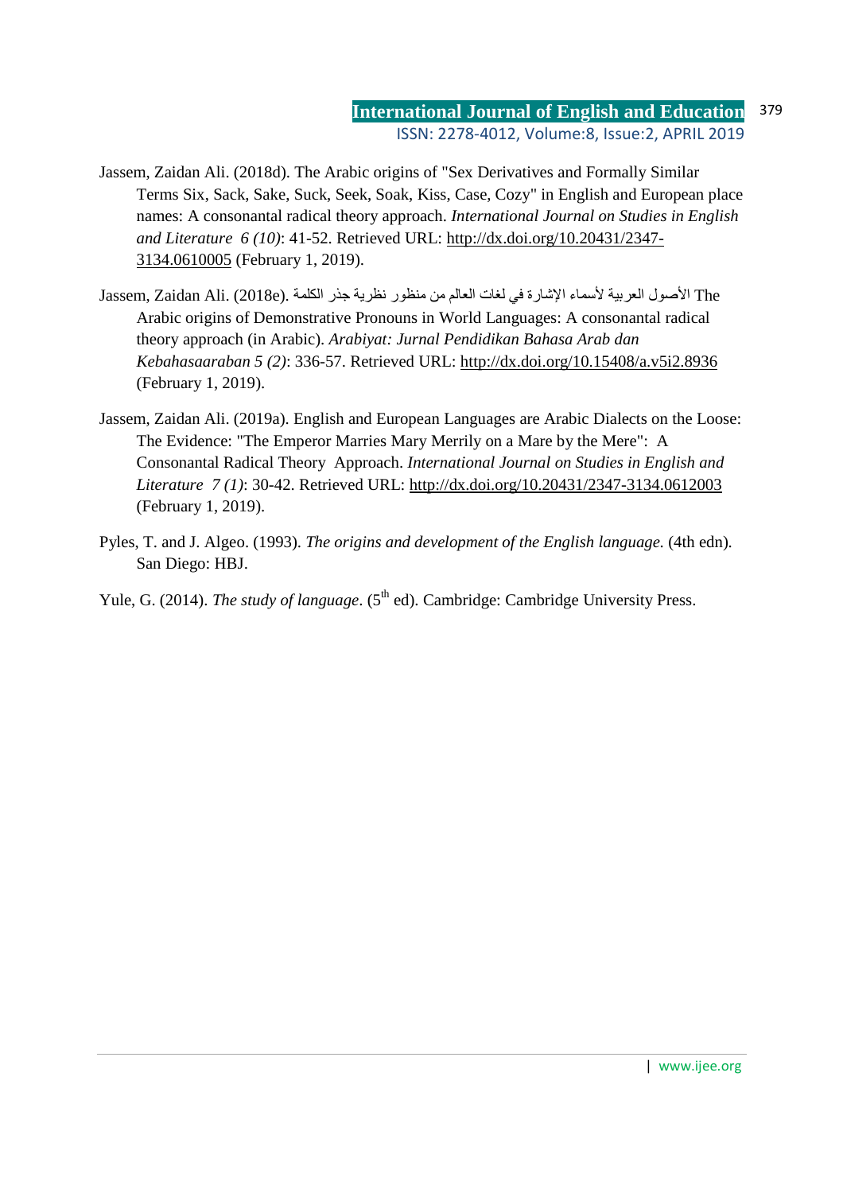Jassem, Zaidan Ali. (2018d). The Arabic origins of "Sex Derivatives and Formally Similar Terms Six, Sack, Sake, Suck, Seek, Soak, Kiss, Case, Cozy" in English and European place names: A consonantal radical theory approach. *International Journal on Studies in English and Literature 6 (10)*: 41-52. Retrieved URL: http://dx.doi.org/10.20431/2347-3134.0610005 (February 1, 2019).

Jassem, Zaidan Ali. (2018e). الأصول العربية لأسماء الإشارة في لغات العالم من منظور نظرية جذر الكلمة The Arabic origins of Demonstrative Pronouns in World Languages: A consonantal radical theory approach (in Arabic). *Arabiyat: Jurnal Pendidikan Bahasa Arab dan Kebahasaaraban 5 (2)*: 336-57. Retrieved URL: http://dx.doi.org/10.15408/a.v5i2.8936 (February 1, 2019).

Jassem, Zaidan Ali. (2019a). English and European Languages are Arabic Dialects on the Loose: The Evidence: "The Emperor Marries Mary Merrily on a Mare by the Mere": A Consonantal Radical Theory Approach. *International Journal on Studies in English and Literature 7 (1)*: 30-42. Retrieved URL: http://dx.doi.org/10.20431/2347-3134.0612003 (February 1, 2019).

Pyles, T. and J. Algeo. (1993). *The origins and development of the English language.* (4th edn). San Diego: HBJ.

Yule, G. (2014). *The study of language*. (5th ed). Cambridge: Cambridge University Press.